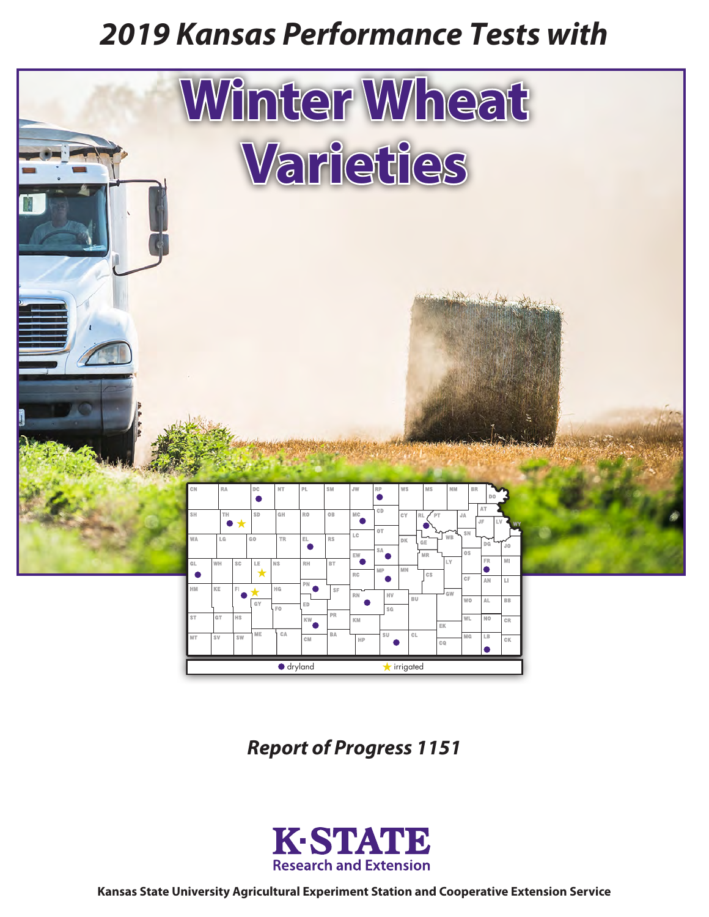# 2019 Kansas Performance Tests with

# Winter Wheat Varieties

● dryland ★ irrigated

*Report of Progress 1151*

K-STATE Research and Extension

**Kansas State University Agricultural Experiment Station and Cooperative Extension Service**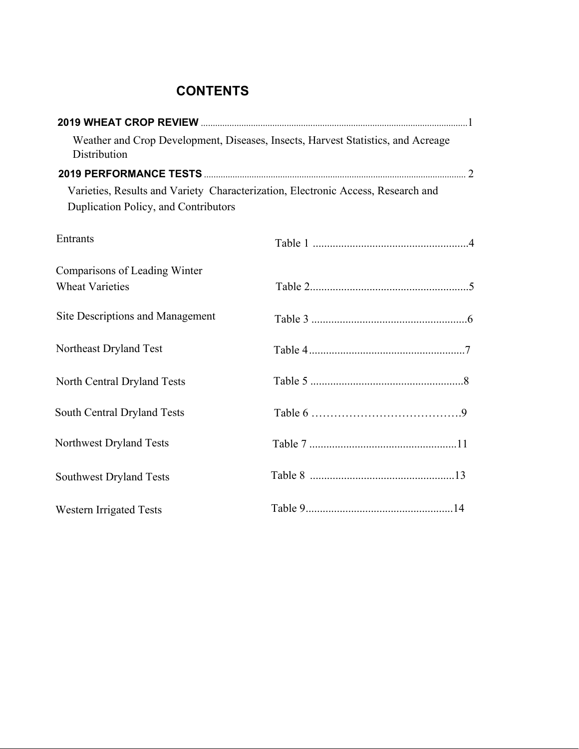## CONTENTS

**2019 WHEAT CROP REVIEW** ........................................ 1

Weather and Crop Development, Diseases, Insects, Harvest Statistics, and Acreage Distribution

**2019 PERFORMANCE TESTS** ........................................ 2

Varieties, Results and Variety Characterization, Electronic Access, Research and Duplication Policy, and Contributors

| | |
|---|---|
| Entrants | Table 1 ........................................ 4 |
| Comparisons of Leading Winter Wheat Varieties | Table 2 ........................................ 5 |
| Site Descriptions and Management | Table 3 ........................................ 6 |
| Northeast Dryland Test | Table 4 ........................................ 7 |
| North Central Dryland Tests | Table 5 ........................................ 8 |
| South Central Dryland Tests | Table 6 ........................................ 9 |
| Northwest Dryland Tests | Table 7 ........................................ 11 |
| Southwest Dryland Tests | Table 8 ........................................ 13 |
| Western Irrigated Tests | Table 9 ........................................ 14 |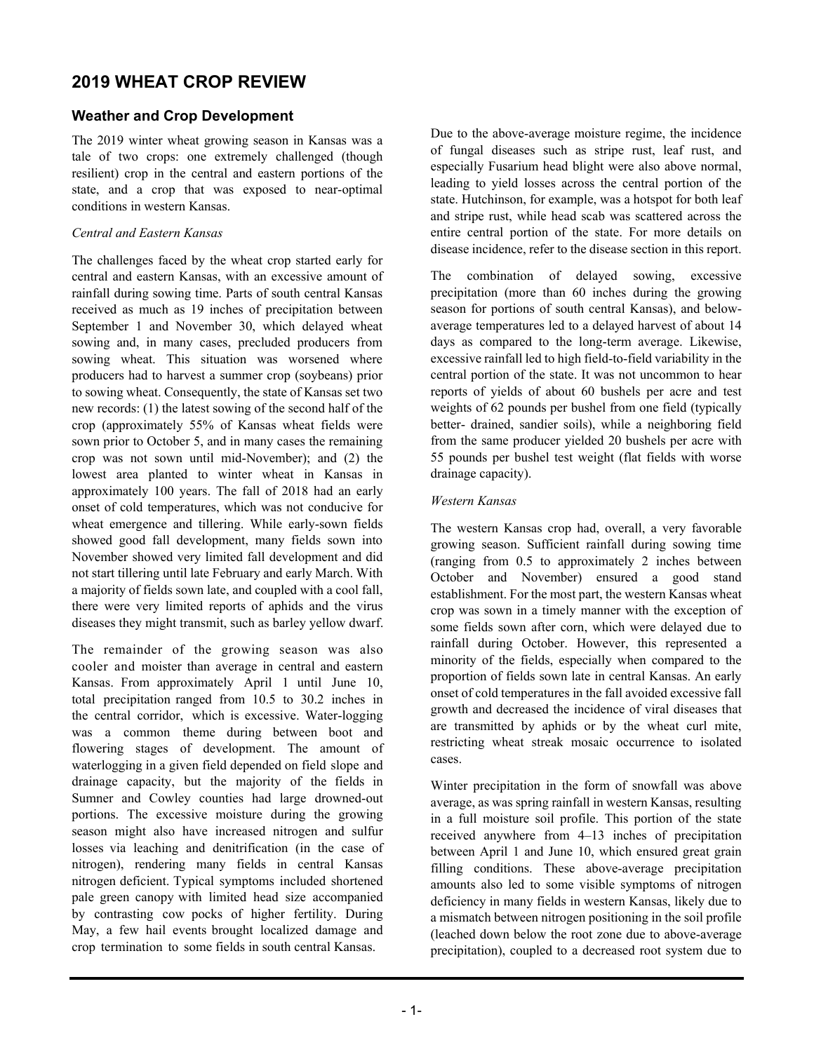# 2019 WHEAT CROP REVIEW

## Weather and Crop Development

The 2019 winter wheat growing season in Kansas was a tale of two crops: one extremely challenged (though resilient) crop in the central and eastern portions of the state, and a crop that was exposed to near-optimal conditions in western Kansas.

*Central and Eastern Kansas*

The challenges faced by the wheat crop started early for central and eastern Kansas, with an excessive amount of rainfall during sowing time. Parts of south central Kansas received as much as 19 inches of precipitation between September 1 and November 30, which delayed wheat sowing and, in many cases, precluded producers from sowing wheat. This situation was worsened where producers had to harvest a summer crop (soybeans) prior to sowing wheat. Consequently, the state of Kansas set two new records: (1) the latest sowing of the second half of the crop (approximately 55% of Kansas wheat fields were sown prior to October 5, and in many cases the remaining crop was not sown until mid-November); and (2) the lowest area planted to winter wheat in Kansas in approximately 100 years. The fall of 2018 had an early onset of cold temperatures, which was not conducive for wheat emergence and tillering. While early-sown fields showed good fall development, many fields sown into November showed very limited fall development and did not start tillering until late February and early March. With a majority of fields sown late, and coupled with a cool fall, there were very limited reports of aphids and the virus diseases they might transmit, such as barley yellow dwarf.

The remainder of the growing season was also cooler and moister than average in central and eastern Kansas. From approximately April 1 until June 10, total precipitation ranged from 10.5 to 30.2 inches in the central corridor, which is excessive. Water-logging was a common theme during between boot and flowering stages of development. The amount of waterlogging in a given field depended on field slope and drainage capacity, but the majority of the fields in Sumner and Cowley counties had large drowned-out portions. The excessive moisture during the growing season might also have increased nitrogen and sulfur losses via leaching and denitrification (in the case of nitrogen), rendering many fields in central Kansas nitrogen deficient. Typical symptoms included shortened pale green canopy with limited head size accompanied by contrasting cow pocks of higher fertility. During May, a few hail events brought localized damage and crop termination to some fields in south central Kansas.

Due to the above-average moisture regime, the incidence of fungal diseases such as stripe rust, leaf rust, and especially Fusarium head blight were also above normal, leading to yield losses across the central portion of the state. Hutchinson, for example, was a hotspot for both leaf and stripe rust, while head scab was scattered across the entire central portion of the state. For more details on disease incidence, refer to the disease section in this report.

The combination of delayed sowing, excessive precipitation (more than 60 inches during the growing season for portions of south central Kansas), and below-average temperatures led to a delayed harvest of about 14 days as compared to the long-term average. Likewise, excessive rainfall led to high field-to-field variability in the central portion of the state. It was not uncommon to hear reports of yields of about 60 bushels per acre and test weights of 62 pounds per bushel from one field (typically better- drained, sandier soils), while a neighboring field from the same producer yielded 20 bushels per acre with 55 pounds per bushel test weight (flat fields with worse drainage capacity).

*Western Kansas*

The western Kansas crop had, overall, a very favorable growing season. Sufficient rainfall during sowing time (ranging from 0.5 to approximately 2 inches between October and November) ensured a good stand establishment. For the most part, the western Kansas wheat crop was sown in a timely manner with the exception of some fields sown after corn, which were delayed due to rainfall during October. However, this represented a minority of the fields, especially when compared to the proportion of fields sown late in central Kansas. An early onset of cold temperatures in the fall avoided excessive fall growth and decreased the incidence of viral diseases that are transmitted by aphids or by the wheat curl mite, restricting wheat streak mosaic occurrence to isolated cases.

Winter precipitation in the form of snowfall was above average, as was spring rainfall in western Kansas, resulting in a full moisture soil profile. This portion of the state received anywhere from 4–13 inches of precipitation between April 1 and June 10, which ensured great grain filling conditions. These above-average precipitation amounts also led to some visible symptoms of nitrogen deficiency in many fields in western Kansas, likely due to a mismatch between nitrogen positioning in the soil profile (leached down below the root zone due to above-average precipitation), coupled to a decreased root system due to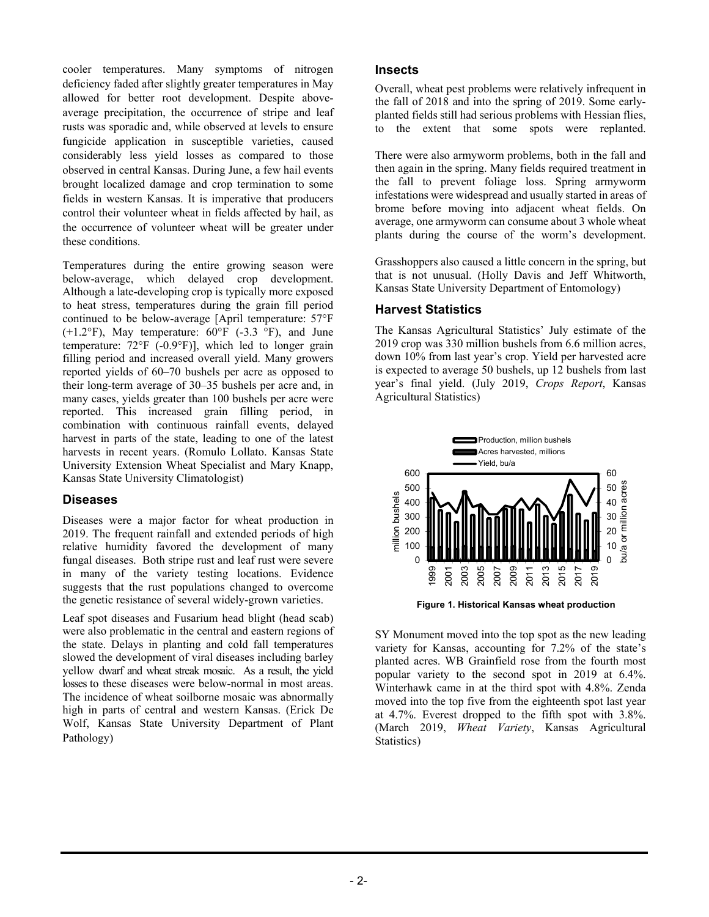cooler temperatures. Many symptoms of nitrogen deficiency faded after slightly greater temperatures in May allowed for better root development. Despite above-average precipitation, the occurrence of stripe and leaf rusts was sporadic and, while observed at levels to ensure fungicide application in susceptible varieties, caused considerably less yield losses as compared to those observed in central Kansas. During June, a few hail events brought localized damage and crop termination to some fields in western Kansas. It is imperative that producers control their volunteer wheat in fields affected by hail, as the occurrence of volunteer wheat will be greater under these conditions.

Temperatures during the entire growing season were below-average, which delayed crop development. Although a late-developing crop is typically more exposed to heat stress, temperatures during the grain fill period continued to be below-average [April temperature: 57°F (+1.2°F), May temperature: 60°F (-3.3 °F), and June temperature: 72°F (-0.9°F)], which led to longer grain filling period and increased overall yield. Many growers reported yields of 60–70 bushels per acre as opposed to their long-term average of 30–35 bushels per acre and, in many cases, yields greater than 100 bushels per acre were reported. This increased grain filling period, in combination with continuous rainfall events, delayed harvest in parts of the state, leading to one of the latest harvests in recent years. (Romulo Lollato. Kansas State University Extension Wheat Specialist and Mary Knapp, Kansas State University Climatologist)

## Diseases

Diseases were a major factor for wheat production in 2019. The frequent rainfall and extended periods of high relative humidity favored the development of many fungal diseases. Both stripe rust and leaf rust were severe in many of the variety testing locations. Evidence suggests that the rust populations changed to overcome the genetic resistance of several widely-grown varieties.

Leaf spot diseases and Fusarium head blight (head scab) were also problematic in the central and eastern regions of the state. Delays in planting and cold fall temperatures slowed the development of viral diseases including barley yellow dwarf and wheat streak mosaic. As a result, the yield losses to these diseases were below-normal in most areas. The incidence of wheat soilborne mosaic was abnormally high in parts of central and western Kansas. (Erick De Wolf, Kansas State University Department of Plant Pathology)

## Insects

Overall, wheat pest problems were relatively infrequent in the fall of 2018 and into the spring of 2019. Some early-planted fields still had serious problems with Hessian flies, to the extent that some spots were replanted.

There were also armyworm problems, both in the fall and then again in the spring. Many fields required treatment in the fall to prevent foliage loss. Spring armyworm infestations were widespread and usually started in areas of brome before moving into adjacent wheat fields. On average, one armyworm can consume about 3 whole wheat plants during the course of the worm's development.

Grasshoppers also caused a little concern in the spring, but that is not unusual. (Holly Davis and Jeff Whitworth, Kansas State University Department of Entomology)

## Harvest Statistics

The Kansas Agricultural Statistics' July estimate of the 2019 crop was 330 million bushels from 6.6 million acres, down 10% from last year's crop. Yield per harvested acre is expected to average 50 bushels, up 12 bushels from last year's final yield. (July 2019, *Crops Report*, Kansas Agricultural Statistics)

**Figure 1. Historical Kansas wheat production**

SY Monument moved into the top spot as the new leading variety for Kansas, accounting for 7.2% of the state's planted acres. WB Grainfield rose from the fourth most popular variety to the second spot in 2019 at 6.4%. Winterhawk came in at the third spot with 4.8%. Zenda moved into the top five from the eighteenth spot last year at 4.7%. Everest dropped to the fifth spot with 3.8%. (March 2019, *Wheat Variety*, Kansas Agricultural Statistics)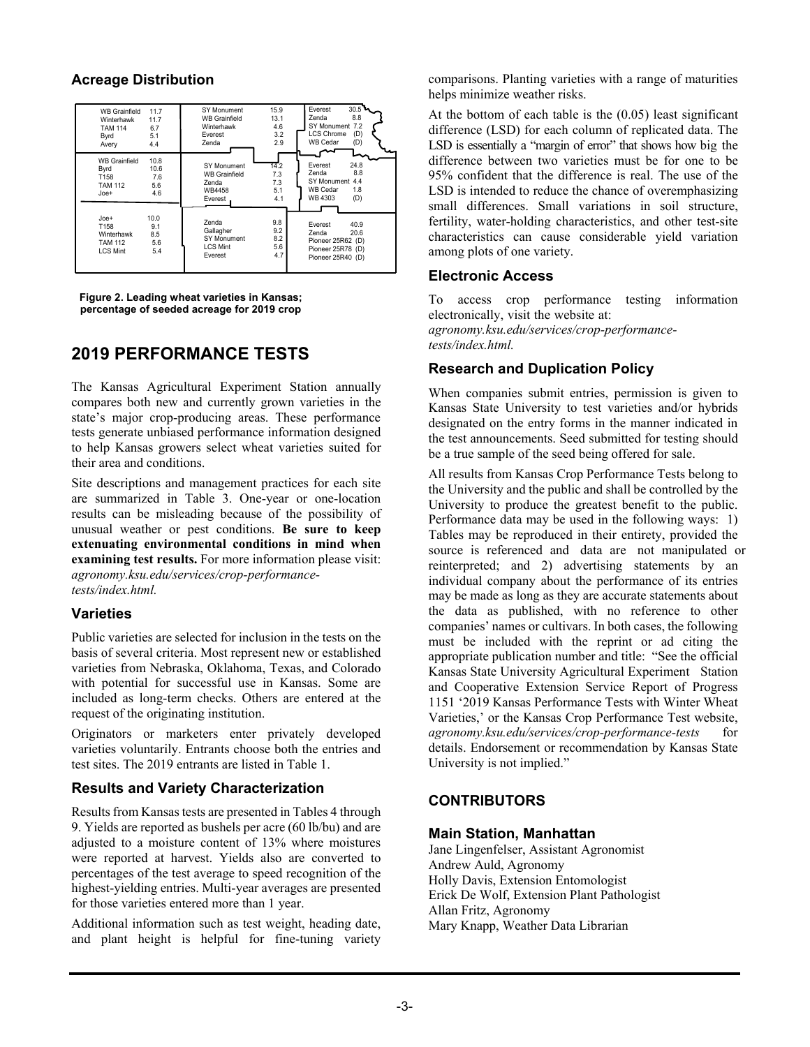## Acreage Distribution

| | | |
|---|---|---|
| WB Grainfield 11.7<br>Winterhawk 11.7<br>TAM 114 6.7<br>Byrd 5.1<br>Avery 4.4 | SY Monument 15.9<br>WB Grainfield 13.1<br>Winterhawk 4.6<br>Everest 3.2<br>Zenda 2.9 | Everest 30.5<br>Zenda 8.8<br>SY Monument 7.2<br>LCS Chrome (D)<br>WB Cedar (D) |
| WB Grainfield 10.8<br>Byrd 10.6<br>T158 7.6<br>TAM 112 5.6<br>Joe+ 4.6 | SY Monument 14.2<br>WB Grainfield 7.3<br>Zenda 7.3<br>WB4458 5.1<br>Everest 4.1 | Everest 24.8<br>Zenda 8.8<br>SY Monument 4.4<br>WB Cedar 1.8<br>WB 4303 (D) |
| Joe+ 10.0<br>T158 9.1<br>Winterhawk 8.5<br>TAM 112 5.6<br>LCS Mint 5.4 | Zenda 9.8<br>Gallagher 9.2<br>SY Monument 8.2<br>LCS Mint 5.6<br>Everest 4.7 | Everest 40.9<br>Zenda 20.6<br>Pioneer 25R62 (D)<br>Pioneer 25R78 (D)<br>Pioneer 25R40 (D) |

**Figure 2. Leading wheat varieties in Kansas; percentage of seeded acreage for 2019 crop**

# 2019 PERFORMANCE TESTS

The Kansas Agricultural Experiment Station annually compares both new and currently grown varieties in the state's major crop-producing areas. These performance tests generate unbiased performance information designed to help Kansas growers select wheat varieties suited for their area and conditions.

Site descriptions and management practices for each site are summarized in Table 3. One-year or one-location results can be misleading because of the possibility of unusual weather or pest conditions. **Be sure to keep extenuating environmental conditions in mind when examining test results.** For more information please visit: *agronomy.ksu.edu/services/crop-performance-tests/index.html.*

## Varieties

Public varieties are selected for inclusion in the tests on the basis of several criteria. Most represent new or established varieties from Nebraska, Oklahoma, Texas, and Colorado with potential for successful use in Kansas. Some are included as long-term checks. Others are entered at the request of the originating institution.

Originators or marketers enter privately developed varieties voluntarily. Entrants choose both the entries and test sites. The 2019 entrants are listed in Table 1.

## Results and Variety Characterization

Results from Kansas tests are presented in Tables 4 through 9. Yields are reported as bushels per acre (60 lb/bu) and are adjusted to a moisture content of 13% where moistures were reported at harvest. Yields also are converted to percentages of the test average to speed recognition of the highest-yielding entries. Multi-year averages are presented for those varieties entered more than 1 year.

Additional information such as test weight, heading date, and plant height is helpful for fine-tuning variety comparisons. Planting varieties with a range of maturities helps minimize weather risks.

At the bottom of each table is the (0.05) least significant difference (LSD) for each column of replicated data. The LSD is essentially a "margin of error" that shows how big the difference between two varieties must be for one to be 95% confident that the difference is real. The use of the LSD is intended to reduce the chance of overemphasizing small differences. Small variations in soil structure, fertility, water-holding characteristics, and other test-site characteristics can cause considerable yield variation among plots of one variety.

## Electronic Access

To access crop performance testing information electronically, visit the website at: *agronomy.ksu.edu/services/crop-performance-tests/index.html.*

## Research and Duplication Policy

When companies submit entries, permission is given to Kansas State University to test varieties and/or hybrids designated on the entry forms in the manner indicated in the test announcements. Seed submitted for testing should be a true sample of the seed being offered for sale.

All results from Kansas Crop Performance Tests belong to the University and the public and shall be controlled by the University to produce the greatest benefit to the public. Performance data may be used in the following ways: 1) Tables may be reproduced in their entirety, provided the source is referenced and data are not manipulated or reinterpreted; and 2) advertising statements by an individual company about the performance of its entries may be made as long as they are accurate statements about the data as published, with no reference to other companies' names or cultivars. In both cases, the following must be included with the reprint or ad citing the appropriate publication number and title: "See the official Kansas State University Agricultural Experiment Station and Cooperative Extension Service Report of Progress 1151 '2019 Kansas Performance Tests with Winter Wheat Varieties,' or the Kansas Crop Performance Test website, *agronomy.ksu.edu/services/crop-performance-tests* for details. Endorsement or recommendation by Kansas State University is not implied."

## CONTRIBUTORS

### Main Station, Manhattan

Jane Lingenfelser, Assistant Agronomist
Andrew Auld, Agronomy
Holly Davis, Extension Entomologist
Erick De Wolf, Extension Plant Pathologist
Allan Fritz, Agronomy
Mary Knapp, Weather Data Librarian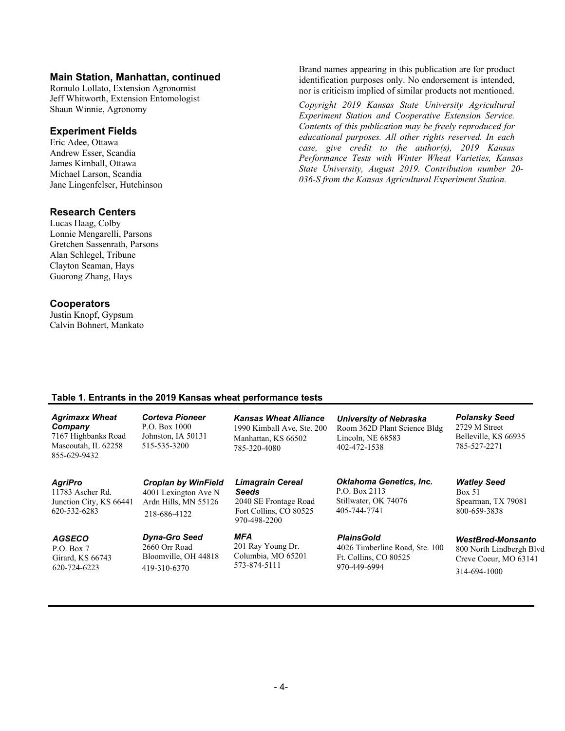### Main Station, Manhattan, continued

Romulo Lollato, Extension Agronomist
Jeff Whitworth, Extension Entomologist
Shaun Winnie, Agronomy

### Experiment Fields

Eric Adee, Ottawa
Andrew Esser, Scandia
James Kimball, Ottawa
Michael Larson, Scandia
Jane Lingenfelser, Hutchinson

### Research Centers

Lucas Haag, Colby
Lonnie Mengarelli, Parsons
Gretchen Sassenrath, Parsons
Alan Schlegel, Tribune
Clayton Seaman, Hays
Guorong Zhang, Hays

### Cooperators

Justin Knopf, Gypsum
Calvin Bohnert, Mankato

Brand names appearing in this publication are for product identification purposes only. No endorsement is intended, nor is criticism implied of similar products not mentioned.

*Copyright 2019 Kansas State University Agricultural Experiment Station and Cooperative Extension Service. Contents of this publication may be freely reproduced for educational purposes. All other rights reserved. In each case, give credit to the author(s), 2019 Kansas Performance Tests with Winter Wheat Varieties, Kansas State University, August 2019. Contribution number 20-036-S from the Kansas Agricultural Experiment Station.*

**Table 1. Entrants in the 2019 Kansas wheat performance tests**

| | | | | |
|---|---|---|---|---|
| ***Agrimaxx Wheat Company***<br>7167 Highbanks Road<br>Mascoutah, IL 62258<br>855-629-9432 | ***Corteva Pioneer***<br>P.O. Box 1000<br>Johnston, IA 50131<br>515-535-3200 | ***Kansas Wheat Alliance***<br>1990 Kimball Ave, Ste. 200<br>Manhattan, KS 66502<br>785-320-4080 | ***University of Nebraska***<br>Room 362D Plant Science Bldg<br>Lincoln, NE 68583<br>402-472-1538 | ***Polansky Seed***<br>2729 M Street<br>Belleville, KS 66935<br>785-527-2271 |
| ***AgriPro***<br>11783 Ascher Rd.<br>Junction City, KS 66441<br>620-532-6283 | ***Croplan by WinField***<br>4001 Lexington Ave N<br>Ardn Hills, MN 55126<br>218-686-4122 | ***Limagrain Cereal Seeds***<br>2040 SE Frontage Road<br>Fort Collins, CO 80525<br>970-498-2200 | ***Oklahoma Genetics, Inc.***<br>P.O. Box 2113<br>Stillwater, OK 74076<br>405-744-7741 | ***Watley Seed***<br>Box 51<br>Spearman, TX 79081<br>800-659-3838 |
| ***AGSECO***<br>P.O. Box 7<br>Girard, KS 66743<br>620-724-6223 | ***Dyna-Gro Seed***<br>2660 Orr Road<br>Bloomville, OH 44818<br>419-310-6370 | ***MFA***<br>201 Ray Young Dr.<br>Columbia, MO 65201<br>573-874-5111 | ***PlainsGold***<br>4026 Timberline Road, Ste. 100<br>Ft. Collins, CO 80525<br>970-449-6994 | ***WestBred-Monsanto***<br>800 North Lindbergh Blvd<br>Creve Coeur, MO 63141<br>314-694-1000 |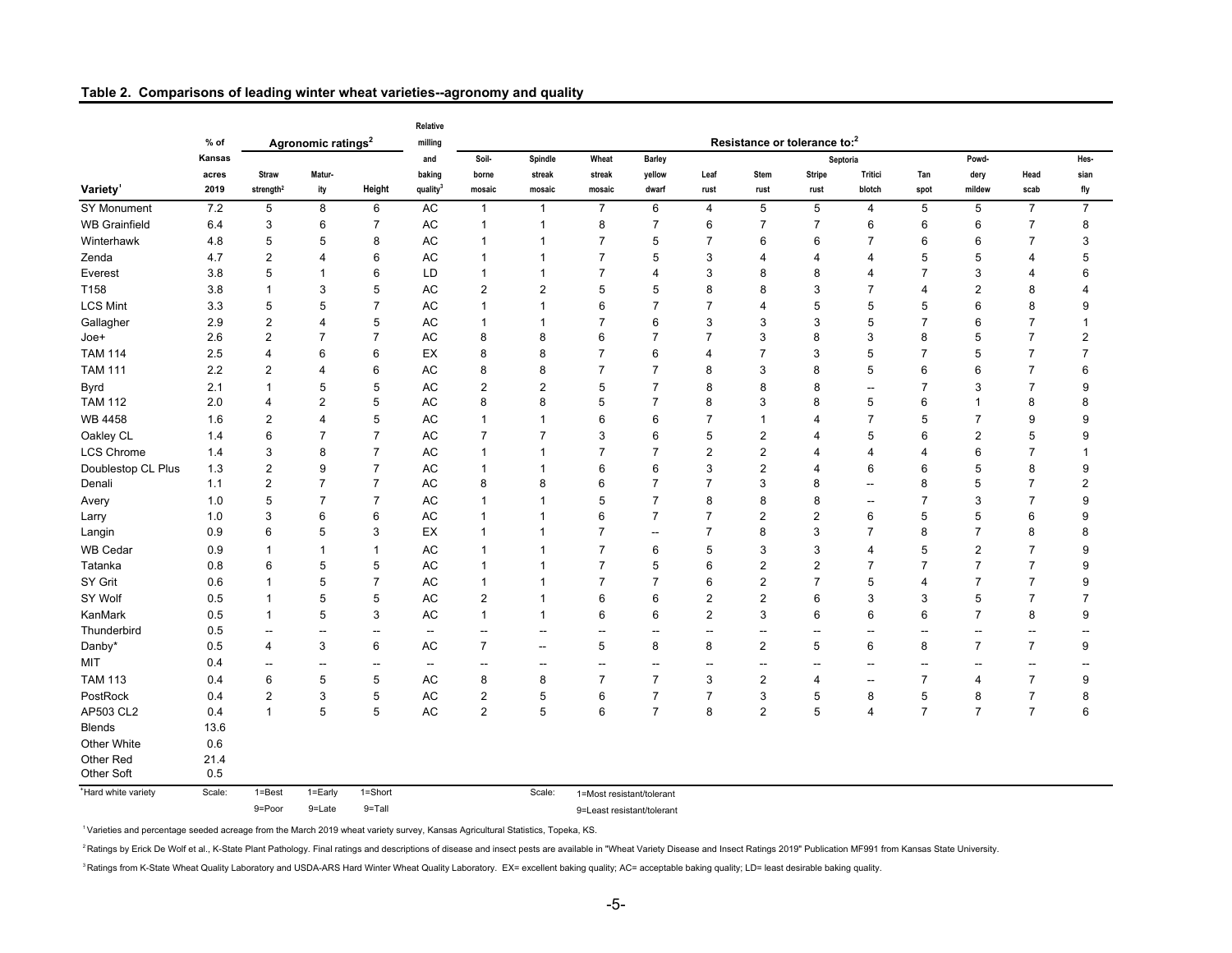## Table 2. Comparisons of leading winter wheat varieties--agronomy and quality

| Variety[1] | % of Kansas acres 2019 | Agronomic ratings[2] Straw strength[2] | Maturity | Height | Relative milling and baking quality[3] | Resistance or tolerance to:[2] Soil-borne mosaic | Spindle streak mosaic | Wheat streak mosaic | Barley yellow dwarf | Leaf rust | Stem rust | Stripe rust | Septoria Tritici blotch | Tan spot | Powdery mildew | Head scab | Hessian fly |
|---|---|---|---|---|---|---|---|---|---|---|---|---|---|---|---|---|---|
| SY Monument | 7.2 | 5 | 8 | 6 | AC | 1 | 1 | 7 | 6 | 4 | 5 | 5 | 4 | 5 | 5 | 7 | 7 |
| WB Grainfield | 6.4 | 3 | 6 | 7 | AC | 1 | 1 | 8 | 7 | 6 | 7 | 7 | 6 | 6 | 6 | 7 | 8 |
| Winterhawk | 4.8 | 5 | 5 | 8 | AC | 1 | 1 | 7 | 5 | 7 | 6 | 6 | 7 | 6 | 6 | 7 | 3 |
| Zenda | 4.7 | 2 | 4 | 6 | AC | 1 | 1 | 7 | 5 | 3 | 4 | 4 | 4 | 5 | 5 | 4 | 5 |
| Everest | 3.8 | 5 | 1 | 6 | LD | 1 | 1 | 7 | 4 | 3 | 8 | 8 | 4 | 7 | 3 | 4 | 6 |
| T158 | 3.8 | 1 | 3 | 5 | AC | 2 | 2 | 5 | 5 | 8 | 8 | 3 | 7 | 4 | 2 | 8 | 4 |
| LCS Mint | 3.3 | 5 | 5 | 7 | AC | 1 | 1 | 6 | 7 | 7 | 4 | 5 | 5 | 5 | 6 | 8 | 9 |
| Gallagher | 2.9 | 2 | 4 | 5 | AC | 1 | 1 | 7 | 6 | 3 | 3 | 3 | 5 | 7 | 6 | 7 | 1 |
| Joe+ | 2.6 | 2 | 7 | 7 | AC | 8 | 8 | 6 | 7 | 7 | 3 | 8 | 3 | 8 | 5 | 7 | 2 |
| TAM 114 | 2.5 | 4 | 6 | 6 | EX | 8 | 8 | 7 | 6 | 4 | 7 | 3 | 5 | 7 | 5 | 7 | 7 |
| TAM 111 | 2.2 | 2 | 4 | 6 | AC | 8 | 8 | 7 | 7 | 8 | 3 | 8 | 5 | 6 | 6 | 7 | 6 |
| Byrd | 2.1 | 1 | 5 | 5 | AC | 2 | 2 | 5 | 7 | 8 | 8 | 8 | -- | 7 | 3 | 7 | 9 |
| TAM 112 | 2.0 | 4 | 2 | 5 | AC | 8 | 8 | 5 | 7 | 8 | 3 | 8 | 5 | 6 | 1 | 8 | 8 |
| WB 4458 | 1.6 | 2 | 4 | 5 | AC | 1 | 1 | 6 | 6 | 7 | 1 | 4 | 7 | 5 | 7 | 9 | 9 |
| Oakley CL | 1.4 | 6 | 7 | 7 | AC | 7 | 7 | 3 | 6 | 5 | 2 | 4 | 5 | 6 | 2 | 5 | 9 |
| LCS Chrome | 1.4 | 3 | 8 | 7 | AC | 1 | 1 | 7 | 7 | 2 | 2 | 4 | 4 | 4 | 6 | 7 | 1 |
| Doublestop CL Plus | 1.3 | 2 | 9 | 7 | AC | 1 | 1 | 6 | 6 | 3 | 2 | 4 | 6 | 6 | 5 | 8 | 9 |
| Denali | 1.1 | 2 | 7 | 7 | AC | 8 | 8 | 6 | 7 | 7 | 3 | 8 | -- | 8 | 5 | 7 | 2 |
| Avery | 1.0 | 5 | 7 | 7 | AC | 1 | 1 | 5 | 7 | 8 | 8 | 8 | -- | 7 | 3 | 7 | 9 |
| Larry | 1.0 | 3 | 6 | 6 | AC | 1 | 1 | 6 | 7 | 7 | 2 | 2 | 6 | 5 | 5 | 6 | 9 |
| Langin | 0.9 | 6 | 5 | 3 | EX | 1 | 1 | 7 | -- | 7 | 8 | 3 | 7 | 8 | 7 | 8 | 8 |
| WB Cedar | 0.9 | 1 | 1 | 1 | AC | 1 | 1 | 7 | 6 | 5 | 3 | 3 | 4 | 5 | 2 | 7 | 9 |
| Tatanka | 0.8 | 6 | 5 | 5 | AC | 1 | 1 | 7 | 5 | 6 | 2 | 2 | 7 | 7 | 7 | 7 | 9 |
| SY Grit | 0.6 | 1 | 5 | 7 | AC | 1 | 1 | 7 | 7 | 6 | 2 | 7 | 5 | 4 | 7 | 7 | 9 |
| SY Wolf | 0.5 | 1 | 5 | 5 | AC | 2 | 1 | 6 | 6 | 2 | 2 | 6 | 3 | 3 | 5 | 7 | 7 |
| KanMark | 0.5 | 1 | 5 | 3 | AC | 1 | 1 | 6 | 6 | 2 | 3 | 6 | 6 | 6 | 7 | 8 | 9 |
| Thunderbird | 0.5 | -- | -- | -- | -- | -- | -- | -- | -- | -- | -- | -- | -- | -- | -- | -- | -- |
| Danby* | 0.5 | 4 | 3 | 6 | AC | 7 | -- | 5 | 8 | 8 | 2 | 5 | 6 | 8 | 7 | 7 | 9 |
| MIT | 0.4 | -- | -- | -- | -- | -- | -- | -- | -- | -- | -- | -- | -- | -- | -- | -- | -- |
| TAM 113 | 0.4 | 6 | 5 | 5 | AC | 8 | 8 | 7 | 7 | 3 | 2 | 4 | -- | 7 | 4 | 7 | 9 |
| PostRock | 0.4 | 2 | 3 | 5 | AC | 2 | 5 | 6 | 7 | 7 | 3 | 5 | 8 | 5 | 8 | 7 | 8 |
| AP503 CL2 | 0.4 | 1 | 5 | 5 | AC | 2 | 5 | 6 | 7 | 8 | 2 | 5 | 4 | 7 | 7 | 7 | 6 |
| Blends | 13.6 | | | | | | | | | | | | | | | | |
| Other White | 0.6 | | | | | | | | | | | | | | | | |
| Other Red | 21.4 | | | | | | | | | | | | | | | | |
| Other Soft | 0.5 | | | | | | | | | | | | | | | | |
| *Hard white variety | Scale: | 1=Best 9=Poor | 1=Early 9=Late | 1=Short 9=Tall | | | Scale: | 1=Most resistant/tolerant 9=Least resistant/tolerant | | | | | | | | | |

[1] Varieties and percentage seeded acreage from the March 2019 wheat variety survey, Kansas Agricultural Statistics, Topeka, KS.

[2] Ratings by Erick De Wolf et al., K-State Plant Pathology. Final ratings and descriptions of disease and insect pests are available in "Wheat Variety Disease and Insect Ratings 2019" Publication MF991 from Kansas State University.

[3] Ratings from K-State Wheat Quality Laboratory and USDA-ARS Hard Winter Wheat Quality Laboratory. EX= excellent baking quality; AC= acceptable baking quality; LD= least desirable baking quality.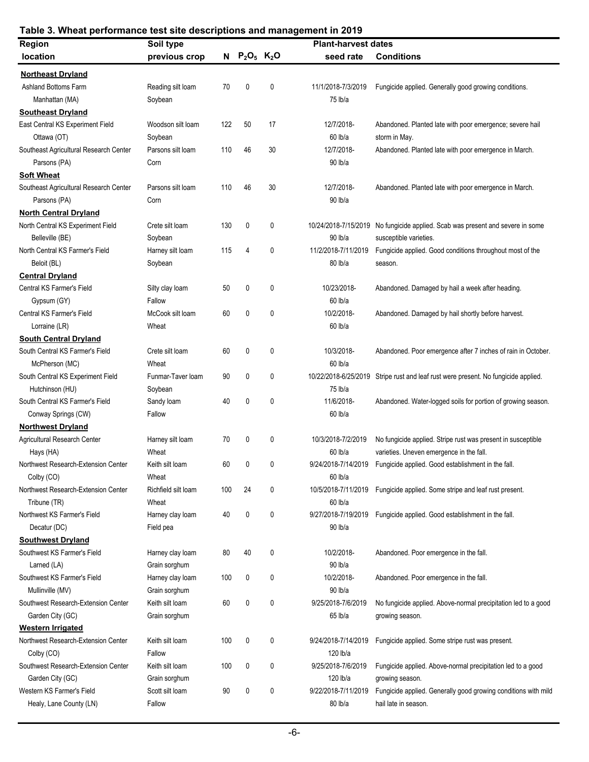**Table 3. Wheat performance test site descriptions and management in 2019**

| Region location | Soil type previous crop | N | $P_2O_5$ | $K_2O$ | Plant-harvest dates seed rate | Conditions |
|---|---|---|---|---|---|---|
| **Northeast Dryland** | | | | | | |
| Ashland Bottoms Farm Manhattan (MA) | Reading silt loam Soybean | 70 | 0 | 0 | 11/1/2018-7/3/2019 75 lb/a | Fungicide applied. Generally good growing conditions. |
| **Southeast Dryland** | | | | | | |
| East Central KS Experiment Field Ottawa (OT) | Woodson silt loam Soybean | 122 | 50 | 17 | 12/7/2018- 60 lb/a | Abandoned. Planted late with poor emergence; severe hail storm in May. |
| Southeast Agricultural Research Center Parsons (PA) | Parsons silt loam Corn | 110 | 46 | 30 | 12/7/2018- 90 lb/a | Abandoned. Planted late with poor emergence in March. |
| **Soft Wheat** | | | | | | |
| Southeast Agricultural Research Center Parsons (PA) | Parsons silt loam Corn | 110 | 46 | 30 | 12/7/2018- 90 lb/a | Abandoned. Planted late with poor emergence in March. |
| **North Central Dryland** | | | | | | |
| North Central KS Experiment Field Belleville (BE) | Crete silt loam Soybean | 130 | 0 | 0 | 10/24/2018-7/15/2019 90 lb/a | No fungicide applied. Scab was present and severe in some susceptible varieties. |
| North Central KS Farmer's Field Beloit (BL) | Harney silt loam Soybean | 115 | 4 | 0 | 11/2/2018-7/11/2019 80 lb/a | Fungicide applied. Good conditions throughout most of the season. |
| **Central Dryland** | | | | | | |
| Central KS Farmer's Field Gypsum (GY) | Silty clay loam Fallow | 50 | 0 | 0 | 10/23/2018- 60 lb/a | Abandoned. Damaged by hail a week after heading. |
| Central KS Farmer's Field Lorraine (LR) | McCook silt loam Wheat | 60 | 0 | 0 | 10/2/2018- 60 lb/a | Abandoned. Damaged by hail shortly before harvest. |
| **South Central Dryland** | | | | | | |
| South Central KS Farmer's Field McPherson (MC) | Crete silt loam Wheat | 60 | 0 | 0 | 10/3/2018- 60 lb/a | Abandoned. Poor emergence after 7 inches of rain in October. |
| South Central KS Experiment Field Hutchinson (HU) | Funmar-Taver loam Soybean | 90 | 0 | 0 | 10/22/2018-6/25/2019 75 lb/a | Stripe rust and leaf rust were present. No fungicide applied. |
| South Central KS Farmer's Field Conway Springs (CW) | Sandy loam Fallow | 40 | 0 | 0 | 11/6/2018- 60 lb/a | Abandoned. Water-logged soils for portion of growing season. |
| **Northwest Dryland** | | | | | | |
| Agricultural Research Center Hays (HA) | Harney silt loam Wheat | 70 | 0 | 0 | 10/3/2018-7/2/2019 60 lb/a | No fungicide applied. Stripe rust was present in susceptible varieties. Uneven emergence in the fall. |
| Northwest Research-Extension Center Colby (CO) | Keith silt loam Wheat | 60 | 0 | 0 | 9/24/2018-7/14/2019 60 lb/a | Fungicide applied. Good establishment in the fall. |
| Northwest Research-Extension Center Tribune (TR) | Richfield silt loam Wheat | 100 | 24 | 0 | 10/5/2018-7/11/2019 60 lb/a | Fungicide applied. Some stripe and leaf rust present. |
| Northwest KS Farmer's Field Decatur (DC) | Harney clay loam Field pea | 40 | 0 | 0 | 9/27/2018-7/19/2019 90 lb/a | Fungicide applied. Good establishment in the fall. |
| **Southwest Dryland** | | | | | | |
| Southwest KS Farmer's Field Larned (LA) | Harney clay loam Grain sorghum | 80 | 40 | 0 | 10/2/2018- 90 lb/a | Abandoned. Poor emergence in the fall. |
| Southwest KS Farmer's Field Mullinville (MV) | Harney clay loam Grain sorghum | 100 | 0 | 0 | 10/2/2018- 90 lb/a | Abandoned. Poor emergence in the fall. |
| Southwest Research-Extension Center Garden City (GC) | Keith silt loam Grain sorghum | 60 | 0 | 0 | 9/25/2018-7/6/2019 65 lb/a | No fungicide applied. Above-normal precipitation led to a good growing season. |
| **Western Irrigated** | | | | | | |
| Northwest Research-Extension Center Colby (CO) | Keith silt loam Fallow | 100 | 0 | 0 | 9/24/2018-7/14/2019 120 lb/a | Fungicide applied. Some stripe rust was present. |
| Southwest Research-Extension Center Garden City (GC) | Keith silt loam Grain sorghum | 100 | 0 | 0 | 9/25/2018-7/6/2019 120 lb/a | Fungicide applied. Above-normal precipitation led to a good growing season. |
| Western KS Farmer's Field Healy, Lane County (LN) | Scott silt loam Fallow | 90 | 0 | 0 | 9/22/2018-7/11/2019 80 lb/a | Fungicide applied. Generally good growing conditions with mild hail late in season. |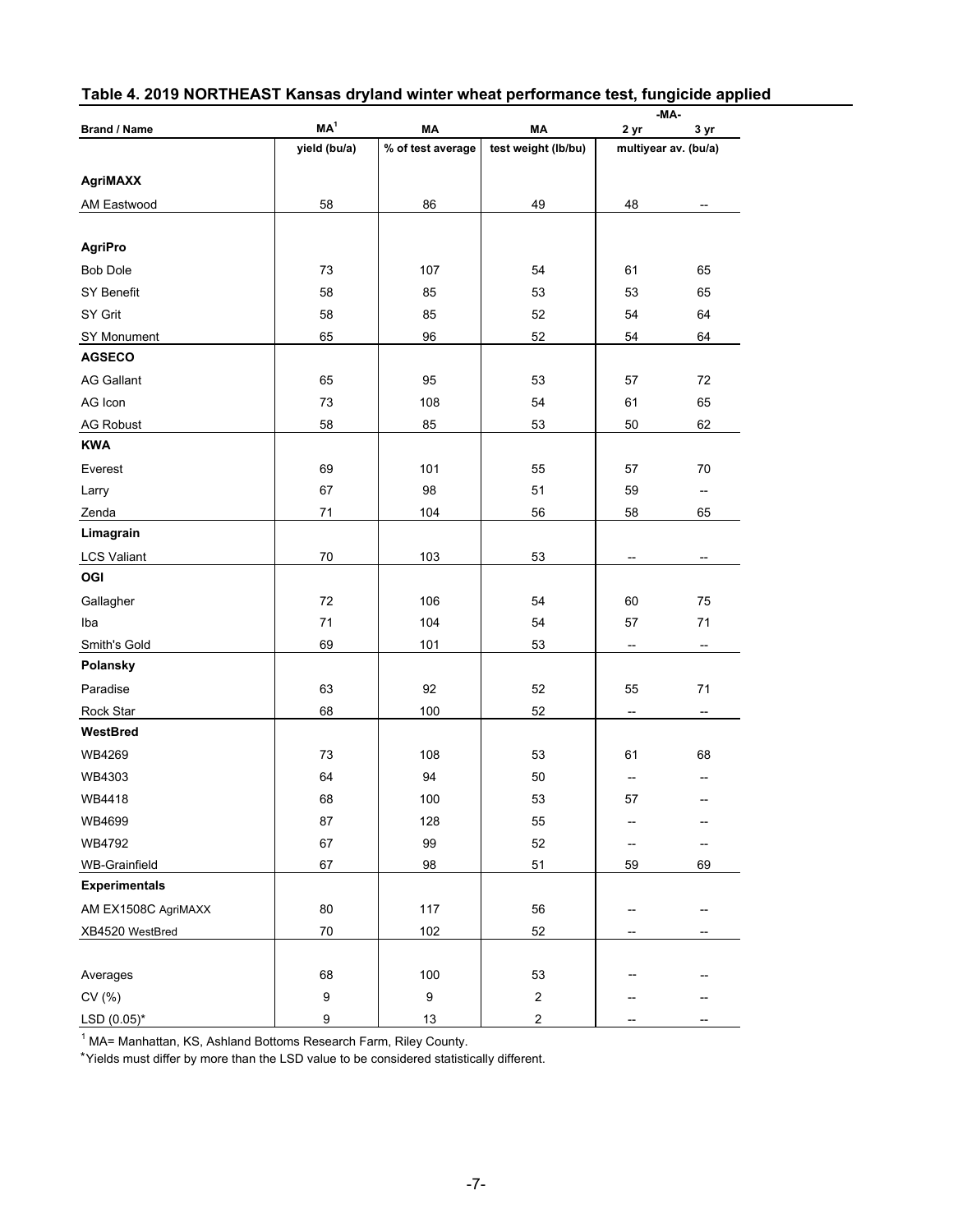## Table 4. 2019 NORTHEAST Kansas dryland winter wheat performance test, fungicide applied

| Brand / Name | MA[1] | MA | MA | -MA- 2 yr | -MA- 3 yr |
|---|---|---|---|---|---|
| | yield (bu/a) | % of test average | test weight (lb/bu) | multiyear av. (bu/a) | |
| **AgriMAXX** | | | | | |
| AM Eastwood | 58 | 86 | 49 | 48 | -- |
| **AgriPro** | | | | | |
| Bob Dole | 73 | 107 | 54 | 61 | 65 |
| SY Benefit | 58 | 85 | 53 | 53 | 65 |
| SY Grit | 58 | 85 | 52 | 54 | 64 |
| SY Monument | 65 | 96 | 52 | 54 | 64 |
| **AGSECO** | | | | | |
| AG Gallant | 65 | 95 | 53 | 57 | 72 |
| AG Icon | 73 | 108 | 54 | 61 | 65 |
| AG Robust | 58 | 85 | 53 | 50 | 62 |
| **KWA** | | | | | |
| Everest | 69 | 101 | 55 | 57 | 70 |
| Larry | 67 | 98 | 51 | 59 | -- |
| Zenda | 71 | 104 | 56 | 58 | 65 |
| **Limagrain** | | | | | |
| LCS Valiant | 70 | 103 | 53 | -- | -- |
| **OGI** | | | | | |
| Gallagher | 72 | 106 | 54 | 60 | 75 |
| Iba | 71 | 104 | 54 | 57 | 71 |
| Smith's Gold | 69 | 101 | 53 | -- | -- |
| **Polansky** | | | | | |
| Paradise | 63 | 92 | 52 | 55 | 71 |
| Rock Star | 68 | 100 | 52 | -- | -- |
| **WestBred** | | | | | |
| WB4269 | 73 | 108 | 53 | 61 | 68 |
| WB4303 | 64 | 94 | 50 | -- | -- |
| WB4418 | 68 | 100 | 53 | 57 | -- |
| WB4699 | 87 | 128 | 55 | -- | -- |
| WB4792 | 67 | 99 | 52 | -- | -- |
| WB-Grainfield | 67 | 98 | 51 | 59 | 69 |
| **Experimentals** | | | | | |
| AM EX1508C AgriMAXX | 80 | 117 | 56 | -- | -- |
| XB4520 WestBred | 70 | 102 | 52 | -- | -- |
| Averages | 68 | 100 | 53 | -- | -- |
| CV (%) | 9 | 9 | 2 | -- | -- |
| LSD (0.05)* | 9 | 13 | 2 | -- | -- |

[1] MA= Manhattan, KS, Ashland Bottoms Research Farm, Riley County.

*Yields must differ by more than the LSD value to be considered statistically different.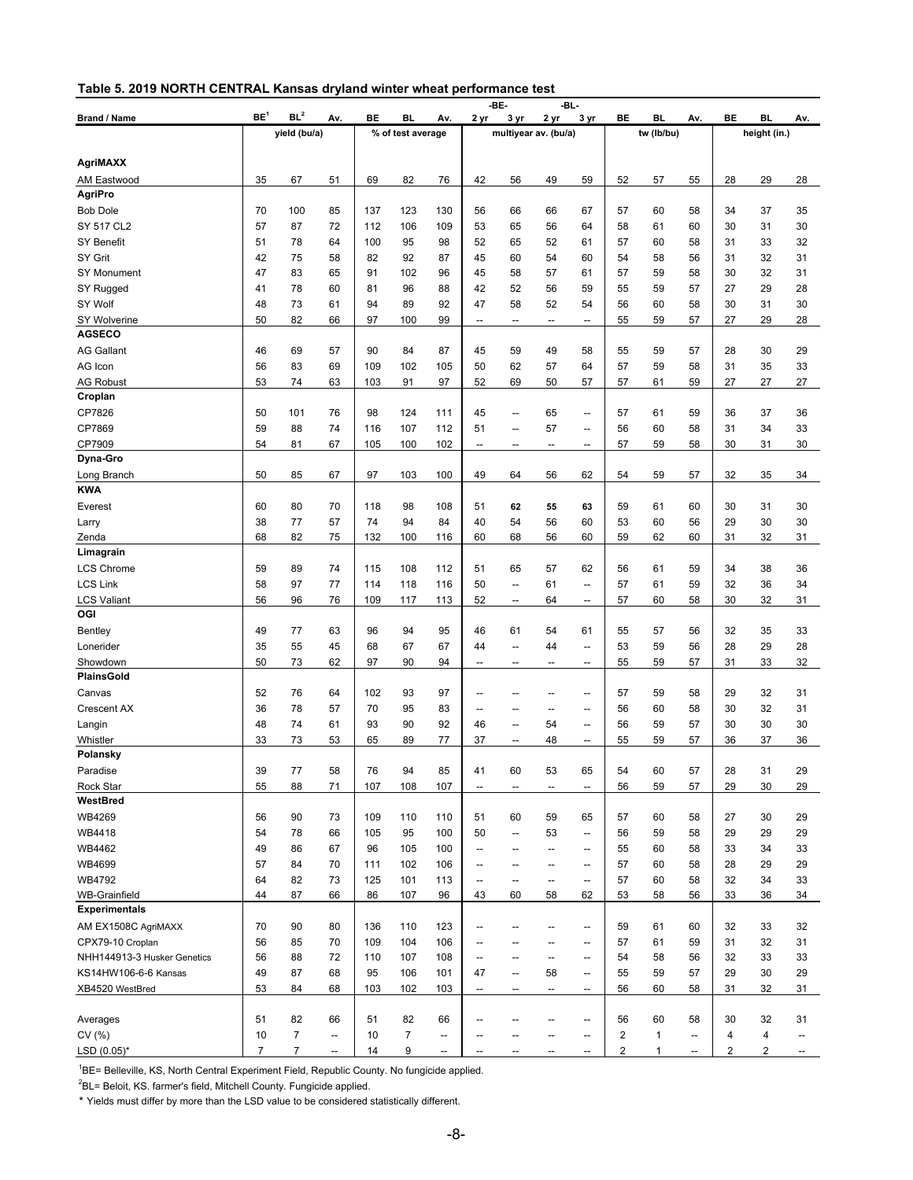**Table 5. 2019 NORTH CENTRAL Kansas dryland winter wheat performance test**

| Brand / Name | BE[1] | BL[2] | Av. | BE | BL | Av. | -BE- 2 yr | -BE- 3 yr | -BL- 2 yr | -BL- 3 yr | BE | BL | Av. | BE | BL | Av. |
|---|---|---|---|---|---|---|---|---|---|---|---|---|---|---|---|---|
| | yield (bu/a) | | | % of test average | | | multiyear av. (bu/a) | | | | tw (lb/bu) | | | height (in.) | | |
| **AgriMAXX** | | | | | | | | | | | | | | | | |
| AM Eastwood | 35 | 67 | 51 | 69 | 82 | 76 | 42 | 56 | 49 | 59 | 52 | 57 | 55 | 28 | 29 | 28 |
| **AgriPro** | | | | | | | | | | | | | | | | |
| Bob Dole | 70 | 100 | 85 | 137 | 123 | 130 | 56 | 66 | 66 | 67 | 57 | 60 | 58 | 34 | 37 | 35 |
| SY 517 CL2 | 57 | 87 | 72 | 112 | 106 | 109 | 53 | 65 | 56 | 64 | 58 | 61 | 60 | 30 | 31 | 30 |
| SY Benefit | 51 | 78 | 64 | 100 | 95 | 98 | 52 | 65 | 52 | 61 | 57 | 60 | 58 | 31 | 33 | 32 |
| SY Grit | 42 | 75 | 58 | 82 | 92 | 87 | 45 | 60 | 54 | 60 | 54 | 58 | 56 | 31 | 32 | 31 |
| SY Monument | 47 | 83 | 65 | 91 | 102 | 96 | 45 | 58 | 57 | 61 | 57 | 59 | 58 | 30 | 32 | 31 |
| SY Rugged | 41 | 78 | 60 | 81 | 96 | 88 | 42 | 52 | 56 | 59 | 55 | 59 | 57 | 27 | 29 | 28 |
| SY Wolf | 48 | 73 | 61 | 94 | 89 | 92 | 47 | 58 | 52 | 54 | 56 | 60 | 58 | 30 | 31 | 30 |
| SY Wolverine | 50 | 82 | 66 | 97 | 100 | 99 | -- | -- | -- | -- | 55 | 59 | 57 | 27 | 29 | 28 |
| **AGSECO** | | | | | | | | | | | | | | | | |
| AG Gallant | 46 | 69 | 57 | 90 | 84 | 87 | 45 | 59 | 49 | 58 | 55 | 59 | 57 | 28 | 30 | 29 |
| AG Icon | 56 | 83 | 69 | 109 | 102 | 105 | 50 | 62 | 57 | 64 | 57 | 59 | 58 | 31 | 35 | 33 |
| AG Robust | 53 | 74 | 63 | 103 | 91 | 97 | 52 | 69 | 50 | 57 | 57 | 61 | 59 | 27 | 27 | 27 |
| **Croplan** | | | | | | | | | | | | | | | | |
| CP7826 | 50 | 101 | 76 | 98 | 124 | 111 | 45 | -- | 65 | -- | 57 | 61 | 59 | 36 | 37 | 36 |
| CP7869 | 59 | 88 | 74 | 116 | 107 | 112 | 51 | -- | 57 | -- | 56 | 60 | 58 | 31 | 34 | 33 |
| CP7909 | 54 | 81 | 67 | 105 | 100 | 102 | -- | -- | -- | -- | 57 | 59 | 58 | 30 | 31 | 30 |
| **Dyna-Gro** | | | | | | | | | | | | | | | | |
| Long Branch | 50 | 85 | 67 | 97 | 103 | 100 | 49 | 64 | 56 | 62 | 54 | 59 | 57 | 32 | 35 | 34 |
| **KWA** | | | | | | | | | | | | | | | | |
| Everest | 60 | 80 | 70 | 118 | 98 | 108 | 51 | **62** | **55** | **63** | 59 | 61 | 60 | 30 | 31 | 30 |
| Larry | 38 | 77 | 57 | 74 | 94 | 84 | 40 | 54 | 56 | 60 | 53 | 60 | 56 | 29 | 30 | 30 |
| Zenda | 68 | 82 | 75 | 132 | 100 | 116 | 60 | 68 | 56 | 60 | 59 | 62 | 60 | 31 | 32 | 31 |
| **Limagrain** | | | | | | | | | | | | | | | | |
| LCS Chrome | 59 | 89 | 74 | 115 | 108 | 112 | 51 | 65 | 57 | 62 | 56 | 61 | 59 | 34 | 38 | 36 |
| LCS Link | 58 | 97 | 77 | 114 | 118 | 116 | 50 | -- | 61 | -- | 57 | 61 | 59 | 32 | 36 | 34 |
| LCS Valiant | 56 | 96 | 76 | 109 | 117 | 113 | 52 | -- | 64 | -- | 57 | 60 | 58 | 30 | 32 | 31 |
| **OGI** | | | | | | | | | | | | | | | | |
| Bentley | 49 | 77 | 63 | 96 | 94 | 95 | 46 | 61 | 54 | 61 | 55 | 57 | 56 | 32 | 35 | 33 |
| Lonerider | 35 | 55 | 45 | 68 | 67 | 67 | 44 | -- | 44 | -- | 53 | 59 | 56 | 28 | 29 | 28 |
| Showdown | 50 | 73 | 62 | 97 | 90 | 94 | -- | -- | -- | -- | 55 | 59 | 57 | 31 | 33 | 32 |
| **PlainsGold** | | | | | | | | | | | | | | | | |
| Canvas | 52 | 76 | 64 | 102 | 93 | 97 | -- | -- | -- | -- | 57 | 59 | 58 | 29 | 32 | 31 |
| Crescent AX | 36 | 78 | 57 | 70 | 95 | 83 | -- | -- | -- | -- | 56 | 60 | 58 | 30 | 32 | 31 |
| Langin | 48 | 74 | 61 | 93 | 90 | 92 | 46 | -- | 54 | -- | 56 | 59 | 57 | 30 | 30 | 30 |
| Whistler | 33 | 73 | 53 | 65 | 89 | 77 | 37 | -- | 48 | -- | 55 | 59 | 57 | 36 | 37 | 36 |
| **Polansky** | | | | | | | | | | | | | | | | |
| Paradise | 39 | 77 | 58 | 76 | 94 | 85 | 41 | 60 | 53 | 65 | 54 | 60 | 57 | 28 | 31 | 29 |
| Rock Star | 55 | 88 | 71 | 107 | 108 | 107 | -- | -- | -- | -- | 56 | 59 | 57 | 29 | 30 | 29 |
| **WestBred** | | | | | | | | | | | | | | | | |
| WB4269 | 56 | 90 | 73 | 109 | 110 | 110 | 51 | 60 | 59 | 65 | 57 | 60 | 58 | 27 | 30 | 29 |
| WB4418 | 54 | 78 | 66 | 105 | 95 | 100 | 50 | -- | 53 | -- | 56 | 59 | 58 | 29 | 29 | 29 |
| WB4462 | 49 | 86 | 67 | 96 | 105 | 100 | -- | -- | -- | -- | 55 | 60 | 58 | 33 | 34 | 33 |
| WB4699 | 57 | 84 | 70 | 111 | 102 | 106 | -- | -- | -- | -- | 57 | 60 | 58 | 28 | 29 | 29 |
| WB4792 | 64 | 82 | 73 | 125 | 101 | 113 | -- | -- | -- | -- | 57 | 60 | 58 | 32 | 34 | 33 |
| WB-Grainfield | 44 | 87 | 66 | 86 | 107 | 96 | 43 | 60 | 58 | 62 | 53 | 58 | 56 | 33 | 36 | 34 |
| **Experimentals** | | | | | | | | | | | | | | | | |
| AM EX1508C AgriMAXX | 70 | 90 | 80 | 136 | 110 | 123 | -- | -- | -- | -- | 59 | 61 | 60 | 32 | 33 | 32 |
| CPX79-10 Croplan | 56 | 85 | 70 | 109 | 104 | 106 | -- | -- | -- | -- | 57 | 61 | 59 | 31 | 32 | 31 |
| NHH144913-3 Husker Genetics | 56 | 88 | 72 | 110 | 107 | 108 | -- | -- | -- | -- | 54 | 58 | 56 | 32 | 33 | 33 |
| KS14HW106-6-6 Kansas | 49 | 87 | 68 | 95 | 106 | 101 | 47 | -- | 58 | -- | 55 | 59 | 57 | 29 | 30 | 29 |
| XB4520 WestBred | 53 | 84 | 68 | 103 | 102 | 103 | -- | -- | -- | -- | 56 | 60 | 58 | 31 | 32 | 31 |
| Averages | 51 | 82 | 66 | 51 | 82 | 66 | -- | -- | -- | -- | 56 | 60 | 58 | 30 | 32 | 31 |
| CV (%) | 10 | 7 | -- | 10 | 7 | -- | -- | -- | -- | -- | 2 | 1 | -- | 4 | 4 | -- |
| LSD (0.05)* | 7 | 7 | -- | 14 | 9 | -- | -- | -- | -- | -- | 2 | 1 | -- | 2 | 2 | -- |

[1]BE= Belleville, KS, North Central Experiment Field, Republic County. No fungicide applied.

[2]BL= Beloit, KS. farmer's field, Mitchell County. Fungicide applied.

\* Yields must differ by more than the LSD value to be considered statistically different.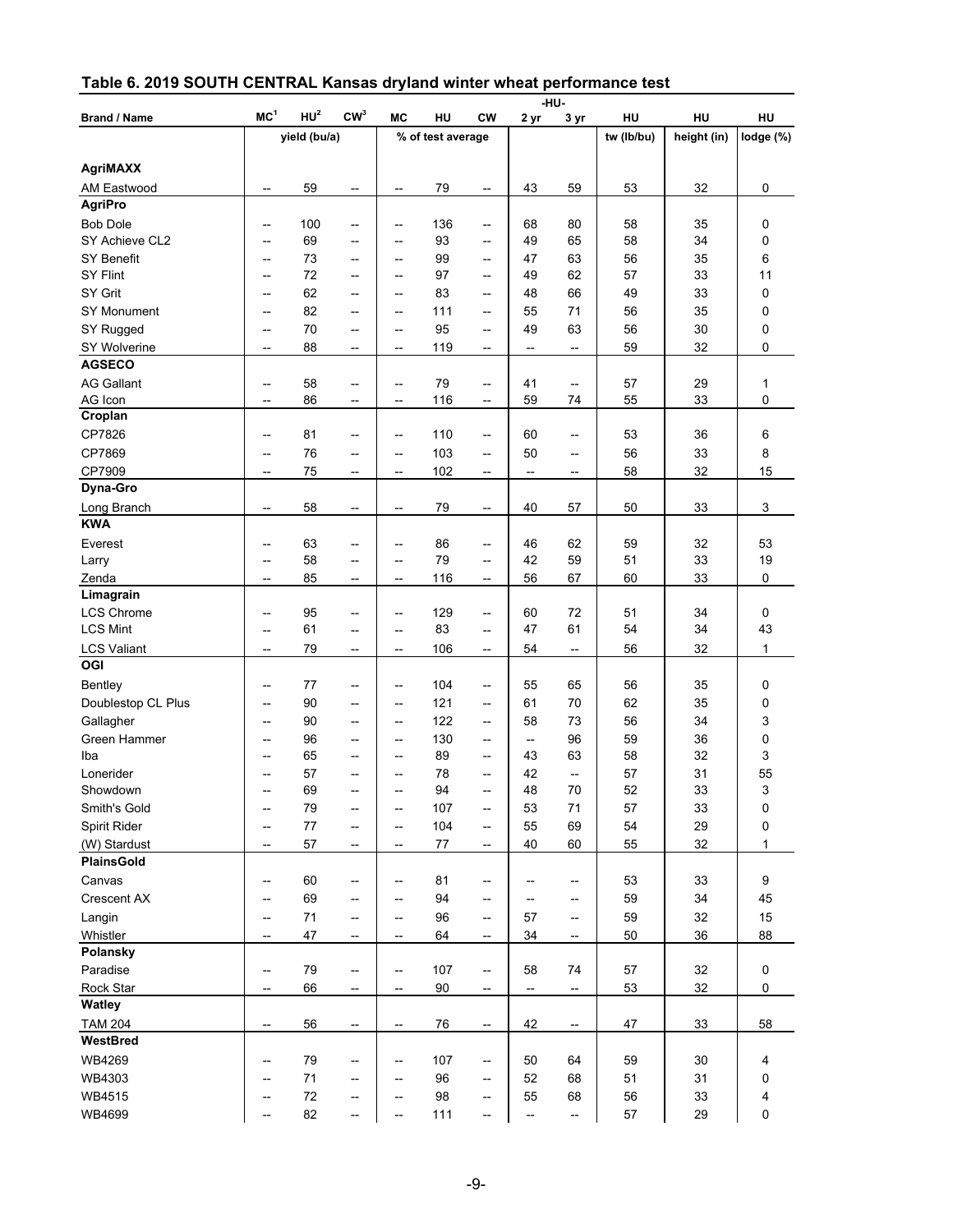## Table 6. 2019 SOUTH CENTRAL Kansas dryland winter wheat performance test

| Brand / Name | MC[1] | HU[2] | CW[3] | MC | HU | CW | -HU- 2 yr | -HU- 3 yr | HU | HU | HU |
|---|---|---|---|---|---|---|---|---|---|---|---|
| | yield (bu/a) | | | % of test average | | | | | tw (lb/bu) | height (in) | lodge (%) |
| **AgriMAXX** | | | | | | | | | | | |
| AM Eastwood | -- | 59 | -- | -- | 79 | -- | 43 | 59 | 53 | 32 | 0 |
| **AgriPro** | | | | | | | | | | | |
| Bob Dole | -- | 100 | -- | -- | 136 | -- | 68 | 80 | 58 | 35 | 0 |
| SY Achieve CL2 | -- | 69 | -- | -- | 93 | -- | 49 | 65 | 58 | 34 | 0 |
| SY Benefit | -- | 73 | -- | -- | 99 | -- | 47 | 63 | 56 | 35 | 6 |
| SY Flint | -- | 72 | -- | -- | 97 | -- | 49 | 62 | 57 | 33 | 11 |
| SY Grit | -- | 62 | -- | -- | 83 | -- | 48 | 66 | 49 | 33 | 0 |
| SY Monument | -- | 82 | -- | -- | 111 | -- | 55 | 71 | 56 | 35 | 0 |
| SY Rugged | -- | 70 | -- | -- | 95 | -- | 49 | 63 | 56 | 30 | 0 |
| SY Wolverine | -- | 88 | -- | -- | 119 | -- | -- | -- | 59 | 32 | 0 |
| **AGSECO** | | | | | | | | | | | |
| AG Gallant | -- | 58 | -- | -- | 79 | -- | 41 | -- | 57 | 29 | 1 |
| AG Icon | -- | 86 | -- | -- | 116 | -- | 59 | 74 | 55 | 33 | 0 |
| **Croplan** | | | | | | | | | | | |
| CP7826 | -- | 81 | -- | -- | 110 | -- | 60 | -- | 53 | 36 | 6 |
| CP7869 | -- | 76 | -- | -- | 103 | -- | 50 | -- | 56 | 33 | 8 |
| CP7909 | -- | 75 | -- | -- | 102 | -- | -- | -- | 58 | 32 | 15 |
| **Dyna-Gro** | | | | | | | | | | | |
| Long Branch | -- | 58 | -- | -- | 79 | -- | 40 | 57 | 50 | 33 | 3 |
| **KWA** | | | | | | | | | | | |
| Everest | -- | 63 | -- | -- | 86 | -- | 46 | 62 | 59 | 32 | 53 |
| Larry | -- | 58 | -- | -- | 79 | -- | 42 | 59 | 51 | 33 | 19 |
| Zenda | -- | 85 | -- | -- | 116 | -- | 56 | 67 | 60 | 33 | 0 |
| **Limagrain** | | | | | | | | | | | |
| LCS Chrome | -- | 95 | -- | -- | 129 | -- | 60 | 72 | 51 | 34 | 0 |
| LCS Mint | -- | 61 | -- | -- | 83 | -- | 47 | 61 | 54 | 34 | 43 |
| LCS Valiant | -- | 79 | -- | -- | 106 | -- | 54 | -- | 56 | 32 | 1 |
| **OGI** | | | | | | | | | | | |
| Bentley | -- | 77 | -- | -- | 104 | -- | 55 | 65 | 56 | 35 | 0 |
| Doublestop CL Plus | -- | 90 | -- | -- | 121 | -- | 61 | 70 | 62 | 35 | 0 |
| Gallagher | -- | 90 | -- | -- | 122 | -- | 58 | 73 | 56 | 34 | 3 |
| Green Hammer | -- | 96 | -- | -- | 130 | -- | -- | 96 | 59 | 36 | 0 |
| Iba | -- | 65 | -- | -- | 89 | -- | 43 | 63 | 58 | 32 | 3 |
| Lonerider | -- | 57 | -- | -- | 78 | -- | 42 | -- | 57 | 31 | 55 |
| Showdown | -- | 69 | -- | -- | 94 | -- | 48 | 70 | 52 | 33 | 3 |
| Smith's Gold | -- | 79 | -- | -- | 107 | -- | 53 | 71 | 57 | 33 | 0 |
| Spirit Rider | -- | 77 | -- | -- | 104 | -- | 55 | 69 | 54 | 29 | 0 |
| (W) Stardust | -- | 57 | -- | -- | 77 | -- | 40 | 60 | 55 | 32 | 1 |
| **PlainsGold** | | | | | | | | | | | |
| Canvas | -- | 60 | -- | -- | 81 | -- | -- | -- | 53 | 33 | 9 |
| Crescent AX | -- | 69 | -- | -- | 94 | -- | -- | -- | 59 | 34 | 45 |
| Langin | -- | 71 | -- | -- | 96 | -- | 57 | -- | 59 | 32 | 15 |
| Whistler | -- | 47 | -- | -- | 64 | -- | 34 | -- | 50 | 36 | 88 |
| **Polansky** | | | | | | | | | | | |
| Paradise | -- | 79 | -- | -- | 107 | -- | 58 | 74 | 57 | 32 | 0 |
| Rock Star | -- | 66 | -- | -- | 90 | -- | -- | -- | 53 | 32 | 0 |
| **Watley** | | | | | | | | | | | |
| TAM 204 | -- | 56 | -- | -- | 76 | -- | 42 | -- | 47 | 33 | 58 |
| **WestBred** | | | | | | | | | | | |
| WB4269 | -- | 79 | -- | -- | 107 | -- | 50 | 64 | 59 | 30 | 4 |
| WB4303 | -- | 71 | -- | -- | 96 | -- | 52 | 68 | 51 | 31 | 0 |
| WB4515 | -- | 72 | -- | -- | 98 | -- | 55 | 68 | 56 | 33 | 4 |
| WB4699 | -- | 82 | -- | -- | 111 | -- | -- | -- | 57 | 29 | 0 |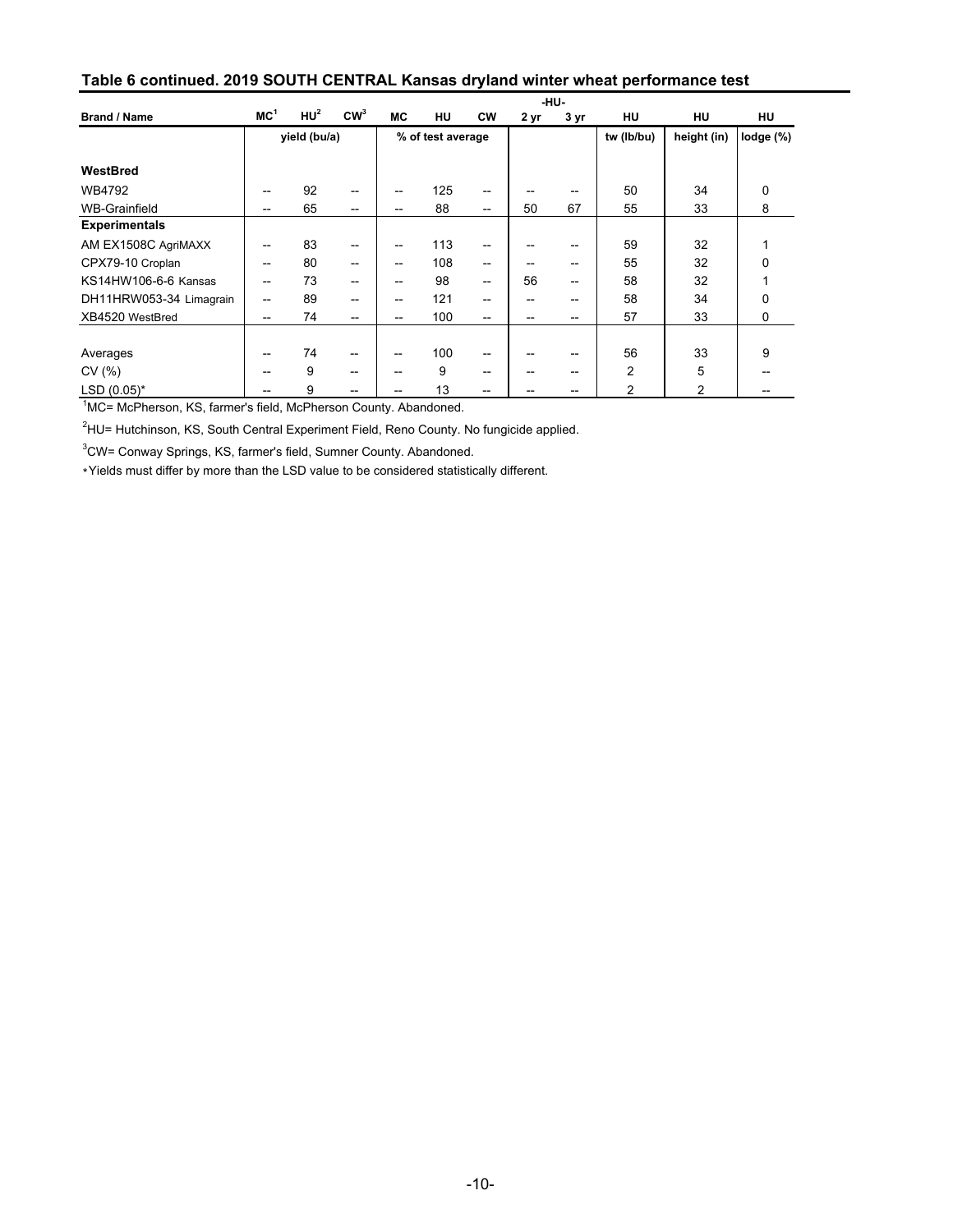## Table 6 continued. 2019 SOUTH CENTRAL Kansas dryland winter wheat performance test

| Brand / Name | MC[1] | HU[2] | CW[3] | MC | HU | CW | -HU- 2 yr | -HU- 3 yr | HU | HU | HU |
|---|---|---|---|---|---|---|---|---|---|---|---|
| | yield (bu/a) | | | % of test average | | | | | tw (lb/bu) | height (in) | lodge (%) |
| **WestBred** | | | | | | | | | | | |
| WB4792 | -- | 92 | -- | -- | 125 | -- | -- | -- | 50 | 34 | 0 |
| WB-Grainfield | -- | 65 | -- | -- | 88 | -- | 50 | 67 | 55 | 33 | 8 |
| **Experimentals** | | | | | | | | | | | |
| AM EX1508C AgriMAXX | -- | 83 | -- | -- | 113 | -- | -- | -- | 59 | 32 | 1 |
| CPX79-10 Croplan | -- | 80 | -- | -- | 108 | -- | -- | -- | 55 | 32 | 0 |
| KS14HW106-6-6 Kansas | -- | 73 | -- | -- | 98 | -- | 56 | -- | 58 | 32 | 1 |
| DH11HRW053-34 Limagrain | -- | 89 | -- | -- | 121 | -- | -- | -- | 58 | 34 | 0 |
| XB4520 WestBred | -- | 74 | -- | -- | 100 | -- | -- | -- | 57 | 33 | 0 |
| Averages | -- | 74 | -- | -- | 100 | -- | -- | -- | 56 | 33 | 9 |
| CV (%) | -- | 9 | -- | -- | 9 | -- | -- | -- | 2 | 5 | -- |
| LSD (0.05)* | -- | 9 | -- | -- | 13 | -- | -- | -- | 2 | 2 | -- |

[1]MC= McPherson, KS, farmer's field, McPherson County. Abandoned.

[2]HU= Hutchinson, KS, South Central Experiment Field, Reno County. No fungicide applied.

[3]CW= Conway Springs, KS, farmer's field, Sumner County. Abandoned.

*Yields must differ by more than the LSD value to be considered statistically different.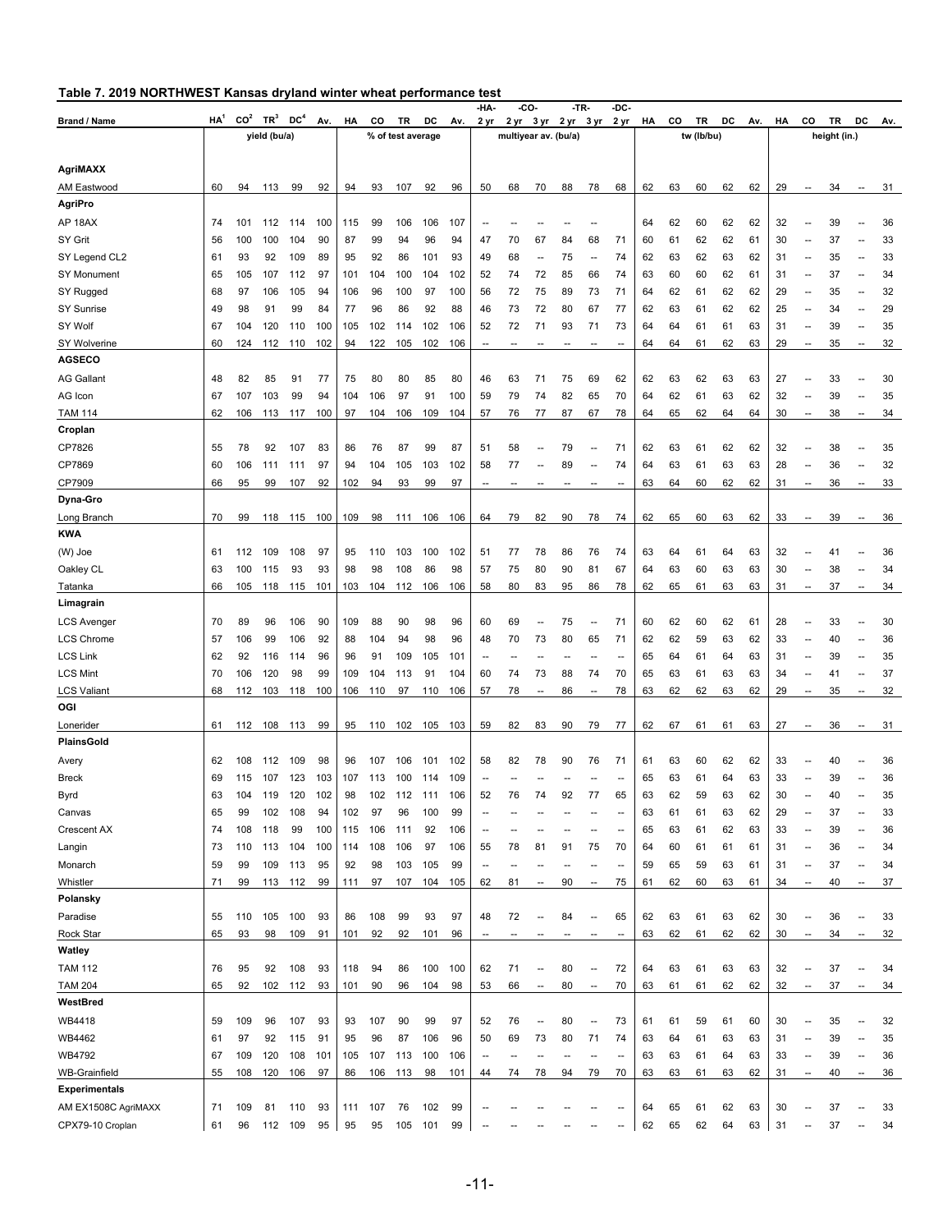## Table 7. 2019 NORTHWEST Kansas dryland winter wheat performance test

| Brand / Name | HA[1] | CO[2] | TR[3] | DC[4] | Av. | HA | CO | TR | DC | Av. | -HA- 2 yr | -CO- 2 yr | -CO- 3 yr | -TR- 2 yr | -TR- 3 yr | -DC- 2 yr | HA | CO | TR | DC | Av. | HA | CO | TR | DC | Av. |
|---|---|---|---|---|---|---|---|---|---|---|---|---|---|---|---|---|---|---|---|---|---|---|---|---|---|---|
| | yield (bu/a) | | | | | % of test average | | | | | multiyear av. (bu/a) | | | | | | tw (lb/bu) | | | | | height (in.) | | | | |
| **AgriMAXX** | | | | | | | | | | | | | | | | | | | | | | | | | | |
| AM Eastwood | 60 | 94 | 113 | 99 | 92 | 94 | 93 | 107 | 92 | 96 | 50 | 68 | 70 | 88 | 78 | 68 | 62 | 63 | 60 | 62 | 62 | 29 | -- | 34 | -- | 31 |
| **AgriPro** | | | | | | | | | | | | | | | | | | | | | | | | | | |
| AP 18AX | 74 | 101 | 112 | 114 | 100 | 115 | 99 | 106 | 106 | 107 | -- | -- | -- | -- | -- | | 64 | 62 | 60 | 62 | 62 | 32 | -- | 39 | -- | 36 |
| SY Grit | 56 | 100 | 100 | 104 | 90 | 87 | 99 | 94 | 96 | 94 | 47 | 70 | 67 | 84 | 68 | 71 | 60 | 61 | 62 | 62 | 61 | 30 | -- | 37 | -- | 33 |
| SY Legend CL2 | 61 | 93 | 92 | 109 | 89 | 95 | 92 | 86 | 101 | 93 | 49 | 68 | -- | 75 | -- | 74 | 62 | 63 | 62 | 63 | 62 | 31 | -- | 35 | -- | 33 |
| SY Monument | 65 | 105 | 107 | 112 | 97 | 101 | 104 | 100 | 104 | 102 | 52 | 74 | 72 | 85 | 66 | 74 | 63 | 60 | 60 | 62 | 61 | 31 | -- | 37 | -- | 34 |
| SY Rugged | 68 | 97 | 106 | 105 | 94 | 106 | 96 | 100 | 97 | 100 | 56 | 72 | 75 | 89 | 73 | 71 | 64 | 62 | 61 | 62 | 62 | 29 | -- | 35 | -- | 32 |
| SY Sunrise | 49 | 98 | 91 | 99 | 84 | 77 | 96 | 86 | 92 | 88 | 46 | 73 | 72 | 80 | 67 | 77 | 62 | 63 | 61 | 62 | 62 | 25 | -- | 34 | -- | 29 |
| SY Wolf | 67 | 104 | 120 | 110 | 100 | 105 | 102 | 114 | 102 | 106 | 52 | 72 | 71 | 93 | 71 | 73 | 64 | 64 | 61 | 61 | 63 | 31 | -- | 39 | -- | 35 |
| SY Wolverine | 60 | 124 | 112 | 110 | 102 | 94 | 122 | 105 | 102 | 106 | -- | -- | -- | -- | -- | -- | 64 | 64 | 61 | 62 | 63 | 29 | -- | 35 | -- | 32 |
| **AGSECO** | | | | | | | | | | | | | | | | | | | | | | | | | | |
| AG Gallant | 48 | 82 | 85 | 91 | 77 | 75 | 80 | 80 | 85 | 80 | 46 | 63 | 71 | 75 | 69 | 62 | 62 | 63 | 62 | 63 | 63 | 27 | -- | 33 | -- | 30 |
| AG Icon | 67 | 107 | 103 | 99 | 94 | 104 | 106 | 97 | 91 | 100 | 59 | 79 | 74 | 82 | 65 | 70 | 64 | 62 | 61 | 63 | 62 | 32 | -- | 39 | -- | 35 |
| TAM 114 | 62 | 106 | 113 | 117 | 100 | 97 | 104 | 106 | 109 | 104 | 57 | 76 | 77 | 87 | 67 | 78 | 64 | 65 | 62 | 64 | 64 | 30 | -- | 38 | -- | 34 |
| **Croplan** | | | | | | | | | | | | | | | | | | | | | | | | | | |
| CP7826 | 55 | 78 | 92 | 107 | 83 | 86 | 76 | 87 | 99 | 87 | 51 | 58 | -- | 79 | -- | 71 | 62 | 63 | 61 | 62 | 62 | 32 | -- | 38 | -- | 35 |
| CP7869 | 60 | 106 | 111 | 111 | 97 | 94 | 104 | 105 | 103 | 102 | 58 | 77 | -- | 89 | -- | 74 | 64 | 63 | 61 | 63 | 63 | 28 | -- | 36 | -- | 32 |
| CP7909 | 66 | 95 | 99 | 107 | 92 | 102 | 94 | 93 | 99 | 97 | -- | -- | -- | -- | -- | -- | 63 | 64 | 60 | 62 | 62 | 31 | -- | 36 | -- | 33 |
| **Dyna-Gro** | | | | | | | | | | | | | | | | | | | | | | | | | | |
| Long Branch | 70 | 99 | 118 | 115 | 100 | 109 | 98 | 111 | 106 | 106 | 64 | 79 | 82 | 90 | 78 | 74 | 62 | 65 | 60 | 63 | 62 | 33 | -- | 39 | -- | 36 |
| **KWA** | | | | | | | | | | | | | | | | | | | | | | | | | | |
| (W) Joe | 61 | 112 | 109 | 108 | 97 | 95 | 110 | 103 | 100 | 102 | 51 | 77 | 78 | 86 | 76 | 74 | 63 | 64 | 61 | 64 | 63 | 32 | -- | 41 | -- | 36 |
| Oakley CL | 63 | 100 | 115 | 93 | 93 | 98 | 98 | 108 | 86 | 98 | 57 | 75 | 80 | 90 | 81 | 67 | 64 | 63 | 60 | 63 | 63 | 30 | -- | 38 | -- | 34 |
| Tatanka | 66 | 105 | 118 | 115 | 101 | 103 | 104 | 112 | 106 | 106 | 58 | 80 | 83 | 95 | 86 | 78 | 62 | 65 | 61 | 63 | 63 | 31 | -- | 37 | -- | 34 |
| **Limagrain** | | | | | | | | | | | | | | | | | | | | | | | | | | |
| LCS Avenger | 70 | 89 | 96 | 106 | 90 | 109 | 88 | 90 | 98 | 96 | 60 | 69 | -- | 75 | -- | 71 | 60 | 62 | 60 | 62 | 61 | 28 | -- | 33 | -- | 30 |
| LCS Chrome | 57 | 106 | 99 | 106 | 92 | 88 | 104 | 94 | 98 | 96 | 48 | 70 | 73 | 80 | 65 | 71 | 62 | 62 | 59 | 63 | 62 | 33 | -- | 40 | -- | 36 |
| LCS Link | 62 | 92 | 116 | 114 | 96 | 96 | 91 | 109 | 105 | 101 | -- | -- | -- | -- | -- | -- | 65 | 64 | 61 | 64 | 63 | 31 | -- | 39 | -- | 35 |
| LCS Mint | 70 | 106 | 120 | 98 | 99 | 109 | 104 | 113 | 91 | 104 | 60 | 74 | 73 | 88 | 74 | 70 | 65 | 63 | 61 | 63 | 63 | 34 | -- | 41 | -- | 37 |
| LCS Valiant | 68 | 112 | 103 | 118 | 100 | 106 | 110 | 97 | 110 | 106 | 57 | 78 | -- | 86 | -- | 78 | 63 | 62 | 62 | 63 | 62 | 29 | -- | 35 | -- | 32 |
| **OGI** | | | | | | | | | | | | | | | | | | | | | | | | | | |
| Lonerider | 61 | 112 | 108 | 113 | 99 | 95 | 110 | 102 | 105 | 103 | 59 | 82 | 83 | 90 | 79 | 77 | 62 | 67 | 61 | 61 | 63 | 27 | -- | 36 | -- | 31 |
| **PlainsGold** | | | | | | | | | | | | | | | | | | | | | | | | | | |
| Avery | 62 | 108 | 112 | 109 | 98 | 96 | 107 | 106 | 101 | 102 | 58 | 82 | 78 | 90 | 76 | 71 | 61 | 63 | 60 | 62 | 62 | 33 | -- | 40 | -- | 36 |
| Breck | 69 | 115 | 107 | 123 | 103 | 107 | 113 | 100 | 114 | 109 | -- | -- | -- | -- | -- | -- | 65 | 63 | 61 | 64 | 63 | 33 | -- | 39 | -- | 36 |
| Byrd | 63 | 104 | 119 | 120 | 102 | 98 | 102 | 112 | 111 | 106 | 52 | 76 | 74 | 92 | 77 | 65 | 63 | 62 | 59 | 63 | 62 | 30 | -- | 40 | -- | 35 |
| Canvas | 65 | 99 | 102 | 108 | 94 | 102 | 97 | 96 | 100 | 99 | -- | -- | -- | -- | -- | -- | 63 | 61 | 61 | 63 | 62 | 29 | -- | 37 | -- | 33 |
| Crescent AX | 74 | 108 | 118 | 99 | 100 | 115 | 106 | 111 | 92 | 106 | -- | -- | -- | -- | -- | -- | 65 | 63 | 61 | 62 | 63 | 33 | -- | 39 | -- | 36 |
| Langin | 73 | 110 | 113 | 104 | 100 | 114 | 108 | 106 | 97 | 106 | 55 | 78 | 81 | 91 | 75 | 70 | 64 | 60 | 61 | 61 | 61 | 31 | -- | 36 | -- | 34 |
| Monarch | 59 | 99 | 109 | 113 | 95 | 92 | 98 | 103 | 105 | 99 | -- | -- | -- | -- | -- | -- | 59 | 65 | 59 | 63 | 61 | 31 | -- | 37 | -- | 34 |
| Whistler | 71 | 99 | 113 | 112 | 99 | 111 | 97 | 107 | 104 | 105 | 62 | 81 | -- | 90 | -- | 75 | 61 | 62 | 60 | 63 | 61 | 34 | -- | 40 | -- | 37 |
| **Polansky** | | | | | | | | | | | | | | | | | | | | | | | | | | |
| Paradise | 55 | 110 | 105 | 100 | 93 | 86 | 108 | 99 | 93 | 97 | 48 | 72 | -- | 84 | -- | 65 | 62 | 63 | 61 | 63 | 62 | 30 | -- | 36 | -- | 33 |
| Rock Star | 65 | 93 | 98 | 109 | 91 | 101 | 92 | 92 | 101 | 96 | -- | -- | -- | -- | -- | -- | 63 | 62 | 61 | 62 | 62 | 30 | -- | 34 | -- | 32 |
| **Watley** | | | | | | | | | | | | | | | | | | | | | | | | | | |
| TAM 112 | 76 | 95 | 92 | 108 | 93 | 118 | 94 | 86 | 100 | 100 | 62 | 71 | -- | 80 | -- | 72 | 64 | 63 | 61 | 63 | 63 | 32 | -- | 37 | -- | 34 |
| TAM 204 | 65 | 92 | 102 | 112 | 93 | 101 | 90 | 96 | 104 | 98 | 53 | 66 | -- | 80 | -- | 70 | 63 | 61 | 61 | 62 | 62 | 32 | -- | 37 | -- | 34 |
| **WestBred** | | | | | | | | | | | | | | | | | | | | | | | | | | |
| WB4418 | 59 | 109 | 96 | 107 | 93 | 93 | 107 | 90 | 99 | 97 | 52 | 76 | -- | 80 | -- | 73 | 61 | 61 | 59 | 61 | 60 | 30 | -- | 35 | -- | 32 |
| WB4462 | 61 | 97 | 92 | 115 | 91 | 95 | 96 | 87 | 106 | 96 | 50 | 69 | 73 | 80 | 71 | 74 | 63 | 64 | 61 | 63 | 63 | 31 | -- | 39 | -- | 35 |
| WB4792 | 67 | 109 | 120 | 108 | 101 | 105 | 107 | 113 | 100 | 106 | -- | -- | -- | -- | -- | -- | 63 | 63 | 61 | 64 | 63 | 33 | -- | 39 | -- | 36 |
| WB-Grainfield | 55 | 108 | 120 | 106 | 97 | 86 | 106 | 113 | 98 | 101 | 44 | 74 | 78 | 94 | 79 | 70 | 63 | 63 | 61 | 63 | 62 | 31 | -- | 40 | -- | 36 |
| **Experimentals** | | | | | | | | | | | | | | | | | | | | | | | | | | |
| AM EX1508C AgriMAXX | 71 | 109 | 81 | 110 | 93 | 111 | 107 | 76 | 102 | 99 | -- | -- | -- | -- | -- | -- | 64 | 65 | 61 | 62 | 63 | 30 | -- | 37 | -- | 33 |
| CPX79-10 Croplan | 61 | 96 | 112 | 109 | 95 | 95 | 95 | 105 | 101 | 99 | -- | -- | -- | -- | -- | -- | 62 | 65 | 62 | 64 | 63 | 31 | -- | 37 | -- | 34 |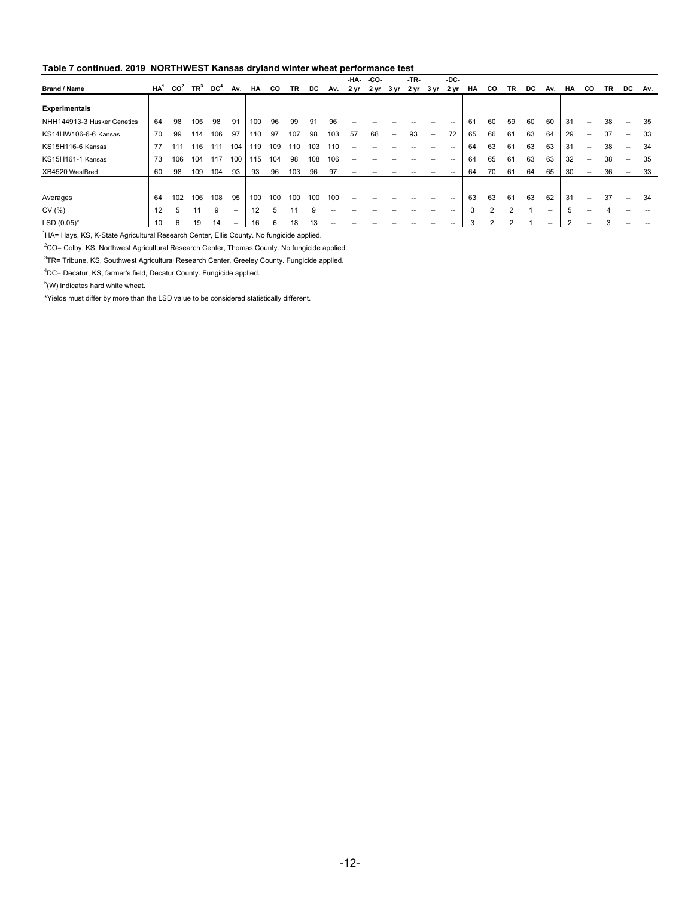**Table 7 continued. 2019 NORTHWEST Kansas dryland winter wheat performance test**

| Brand / Name | HA[1] | CO[2] | TR[3] | DC[4] | Av. | HA | CO | TR | DC | Av. | -HA- 2 yr | -CO- 2 yr | 3 yr | -TR- 2 yr | 3 yr | -DC- 2 yr | HA | CO | TR | DC | Av. | HA | CO | TR | DC | Av. |
|---|---|---|---|---|---|---|---|---|---|---|---|---|---|---|---|---|---|---|---|---|---|---|---|---|---|---|
| **Experimentals** | | | | | | | | | | | | | | | | | | | | | | | | | | |
| NHH144913-3 Husker Genetics | 64 | 98 | 105 | 98 | 91 | 100 | 96 | 99 | 91 | 96 | -- | -- | -- | -- | -- | -- | 61 | 60 | 59 | 60 | 60 | 31 | -- | 38 | -- | 35 |
| KS14HW106-6-6 Kansas | 70 | 99 | 114 | 106 | 97 | 110 | 97 | 107 | 98 | 103 | 57 | 68 | -- | 93 | -- | 72 | 65 | 66 | 61 | 63 | 64 | 29 | -- | 37 | -- | 33 |
| KS15H116-6 Kansas | 77 | 111 | 116 | 111 | 104 | 119 | 109 | 110 | 103 | 110 | -- | -- | -- | -- | -- | -- | 64 | 63 | 61 | 63 | 63 | 31 | -- | 38 | -- | 34 |
| KS15H161-1 Kansas | 73 | 106 | 104 | 117 | 100 | 115 | 104 | 98 | 108 | 106 | -- | -- | -- | -- | -- | -- | 64 | 65 | 61 | 63 | 63 | 32 | -- | 38 | -- | 35 |
| XB4520 WestBred | 60 | 98 | 109 | 104 | 93 | 93 | 96 | 103 | 96 | 97 | -- | -- | -- | -- | -- | -- | 64 | 70 | 61 | 64 | 65 | 30 | -- | 36 | -- | 33 |
| Averages | 64 | 102 | 106 | 108 | 95 | 100 | 100 | 100 | 100 | 100 | -- | -- | -- | -- | -- | -- | 63 | 63 | 61 | 63 | 62 | 31 | -- | 37 | -- | 34 |
| CV (%) | 12 | 5 | 11 | 9 | -- | 12 | 5 | 11 | 9 | -- | -- | -- | -- | -- | -- | -- | 3 | 2 | 2 | 1 | -- | 5 | -- | 4 | -- | -- |
| LSD (0.05)* | 10 | 6 | 19 | 14 | -- | 16 | 6 | 18 | 13 | -- | -- | -- | -- | -- | -- | -- | 3 | 2 | 2 | 1 | -- | 2 | -- | 3 | -- | -- |

[1]HA= Hays, KS, K-State Agricultural Research Center, Ellis County. No fungicide applied.

[2]CO= Colby, KS, Northwest Agricultural Research Center, Thomas County. No fungicide applied.

[3]TR= Tribune, KS, Southwest Agricultural Research Center, Greeley County. Fungicide applied.

[4]DC= Decatur, KS, farmer's field, Decatur County. Fungicide applied.

[5](W) indicates hard white wheat.

*Yields must differ by more than the LSD value to be considered statistically different.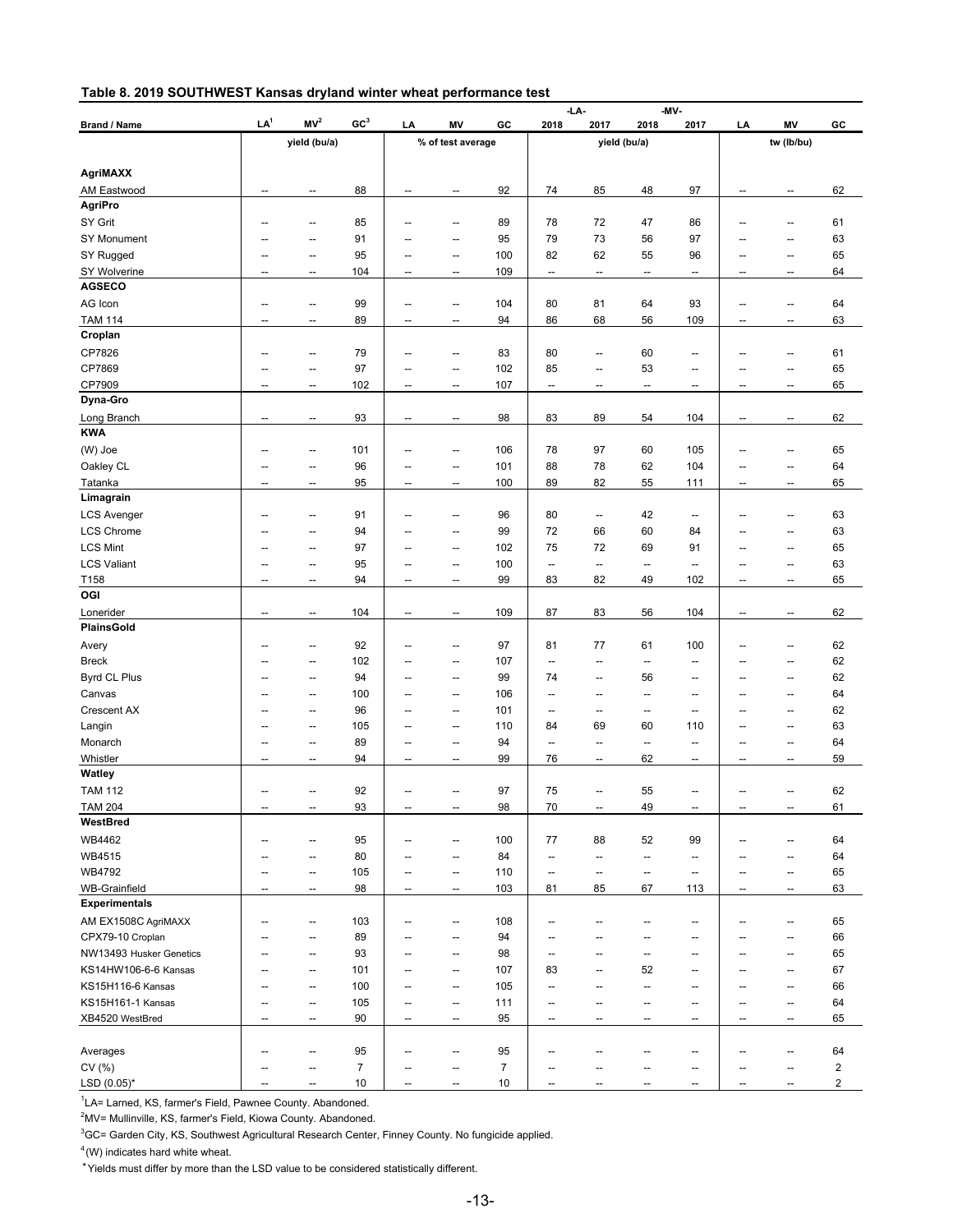**Table 8. 2019 SOUTHWEST Kansas dryland winter wheat performance test**

| Brand / Name | LA[1] | MV[2] | GC[3] | LA | MV | GC | -LA- 2018 | -LA- 2017 | -MV- 2018 | -MV- 2017 | LA | MV | GC |
|---|---|---|---|---|---|---|---|---|---|---|---|---|---|
| | yield (bu/a) | | | % of test average | | | yield (bu/a) | | | | tw (lb/bu) | | |
| **AgriMAXX** | | | | | | | | | | | | | |
| AM Eastwood | -- | -- | 88 | -- | -- | 92 | 74 | 85 | 48 | 97 | -- | -- | 62 |
| **AgriPro** | | | | | | | | | | | | | |
| SY Grit | -- | -- | 85 | -- | -- | 89 | 78 | 72 | 47 | 86 | -- | -- | 61 |
| SY Monument | -- | -- | 91 | -- | -- | 95 | 79 | 73 | 56 | 97 | -- | -- | 63 |
| SY Rugged | -- | -- | 95 | -- | -- | 100 | 82 | 62 | 55 | 96 | -- | -- | 65 |
| SY Wolverine | -- | -- | 104 | -- | -- | 109 | -- | -- | -- | -- | -- | -- | 64 |
| **AGSECO** | | | | | | | | | | | | | |
| AG Icon | -- | -- | 99 | -- | -- | 104 | 80 | 81 | 64 | 93 | -- | -- | 64 |
| TAM 114 | -- | -- | 89 | -- | -- | 94 | 86 | 68 | 56 | 109 | -- | -- | 63 |
| **Croplan** | | | | | | | | | | | | | |
| CP7826 | -- | -- | 79 | -- | -- | 83 | 80 | -- | 60 | -- | -- | -- | 61 |
| CP7869 | -- | -- | 97 | -- | -- | 102 | 85 | -- | 53 | -- | -- | -- | 65 |
| CP7909 | -- | -- | 102 | -- | -- | 107 | -- | -- | -- | -- | -- | -- | 65 |
| **Dyna-Gro** | | | | | | | | | | | | | |
| Long Branch | -- | -- | 93 | -- | -- | 98 | 83 | 89 | 54 | 104 | -- | -- | 62 |
| **KWA** | | | | | | | | | | | | | |
| (W) Joe | -- | -- | 101 | -- | -- | 106 | 78 | 97 | 60 | 105 | -- | -- | 65 |
| Oakley CL | -- | -- | 96 | -- | -- | 101 | 88 | 78 | 62 | 104 | -- | -- | 64 |
| Tatanka | -- | -- | 95 | -- | -- | 100 | 89 | 82 | 55 | 111 | -- | -- | 65 |
| **Limagrain** | | | | | | | | | | | | | |
| LCS Avenger | -- | -- | 91 | -- | -- | 96 | 80 | -- | 42 | -- | -- | -- | 63 |
| LCS Chrome | -- | -- | 94 | -- | -- | 99 | 72 | 66 | 60 | 84 | -- | -- | 63 |
| LCS Mint | -- | -- | 97 | -- | -- | 102 | 75 | 72 | 69 | 91 | -- | -- | 65 |
| LCS Valiant | -- | -- | 95 | -- | -- | 100 | -- | -- | -- | -- | -- | -- | 63 |
| T158 | -- | -- | 94 | -- | -- | 99 | 83 | 82 | 49 | 102 | -- | -- | 65 |
| **OGI** | | | | | | | | | | | | | |
| Lonerider | -- | -- | 104 | -- | -- | 109 | 87 | 83 | 56 | 104 | -- | -- | 62 |
| **PlainsGold** | | | | | | | | | | | | | |
| Avery | -- | -- | 92 | -- | -- | 97 | 81 | 77 | 61 | 100 | -- | -- | 62 |
| Breck | -- | -- | 102 | -- | -- | 107 | -- | -- | -- | -- | -- | -- | 62 |
| Byrd CL Plus | -- | -- | 94 | -- | -- | 99 | 74 | -- | 56 | -- | -- | -- | 62 |
| Canvas | -- | -- | 100 | -- | -- | 106 | -- | -- | -- | -- | -- | -- | 64 |
| Crescent AX | -- | -- | 96 | -- | -- | 101 | -- | -- | -- | -- | -- | -- | 62 |
| Langin | -- | -- | 105 | -- | -- | 110 | 84 | 69 | 60 | 110 | -- | -- | 63 |
| Monarch | -- | -- | 89 | -- | -- | 94 | -- | -- | -- | -- | -- | -- | 64 |
| Whistler | -- | -- | 94 | -- | -- | 99 | 76 | -- | 62 | -- | -- | -- | 59 |
| **Watley** | | | | | | | | | | | | | |
| TAM 112 | -- | -- | 92 | -- | -- | 97 | 75 | -- | 55 | -- | -- | -- | 62 |
| TAM 204 | -- | -- | 93 | -- | -- | 98 | 70 | -- | 49 | -- | -- | -- | 61 |
| **WestBred** | | | | | | | | | | | | | |
| WB4462 | -- | -- | 95 | -- | -- | 100 | 77 | 88 | 52 | 99 | -- | -- | 64 |
| WB4515 | -- | -- | 80 | -- | -- | 84 | -- | -- | -- | -- | -- | -- | 64 |
| WB4792 | -- | -- | 105 | -- | -- | 110 | -- | -- | -- | -- | -- | -- | 65 |
| WB-Grainfield | -- | -- | 98 | -- | -- | 103 | 81 | 85 | 67 | 113 | -- | -- | 63 |
| **Experimentals** | | | | | | | | | | | | | |
| AM EX1508C AgriMAXX | -- | -- | 103 | -- | -- | 108 | -- | -- | -- | -- | -- | -- | 65 |
| CPX79-10 Croplan | -- | -- | 89 | -- | -- | 94 | -- | -- | -- | -- | -- | -- | 66 |
| NW13493 Husker Genetics | -- | -- | 93 | -- | -- | 98 | -- | -- | -- | -- | -- | -- | 65 |
| KS14HW106-6-6 Kansas | -- | -- | 101 | -- | -- | 107 | 83 | -- | 52 | -- | -- | -- | 67 |
| KS15H116-6 Kansas | -- | -- | 100 | -- | -- | 105 | -- | -- | -- | -- | -- | -- | 66 |
| KS15H161-1 Kansas | -- | -- | 105 | -- | -- | 111 | -- | -- | -- | -- | -- | -- | 64 |
| XB4520 WestBred | -- | -- | 90 | -- | -- | 95 | -- | -- | -- | -- | -- | -- | 65 |
| | | | | | | | | | | | | | |
| Averages | -- | -- | 95 | -- | -- | 95 | -- | -- | -- | -- | -- | -- | 64 |
| CV (%) | -- | -- | 7 | -- | -- | 7 | -- | -- | -- | -- | -- | -- | 2 |
| LSD (0.05)* | -- | -- | 10 | -- | -- | 10 | -- | -- | -- | -- | -- | -- | 2 |

[1]LA= Larned, KS, farmer's Field, Pawnee County. Abandoned.

[2]MV= Mullinville, KS, farmer's Field, Kiowa County. Abandoned.

[3]GC= Garden City, KS, Southwest Agricultural Research Center, Finney County. No fungicide applied.

[4](W) indicates hard white wheat.

*Yields must differ by more than the LSD value to be considered statistically different.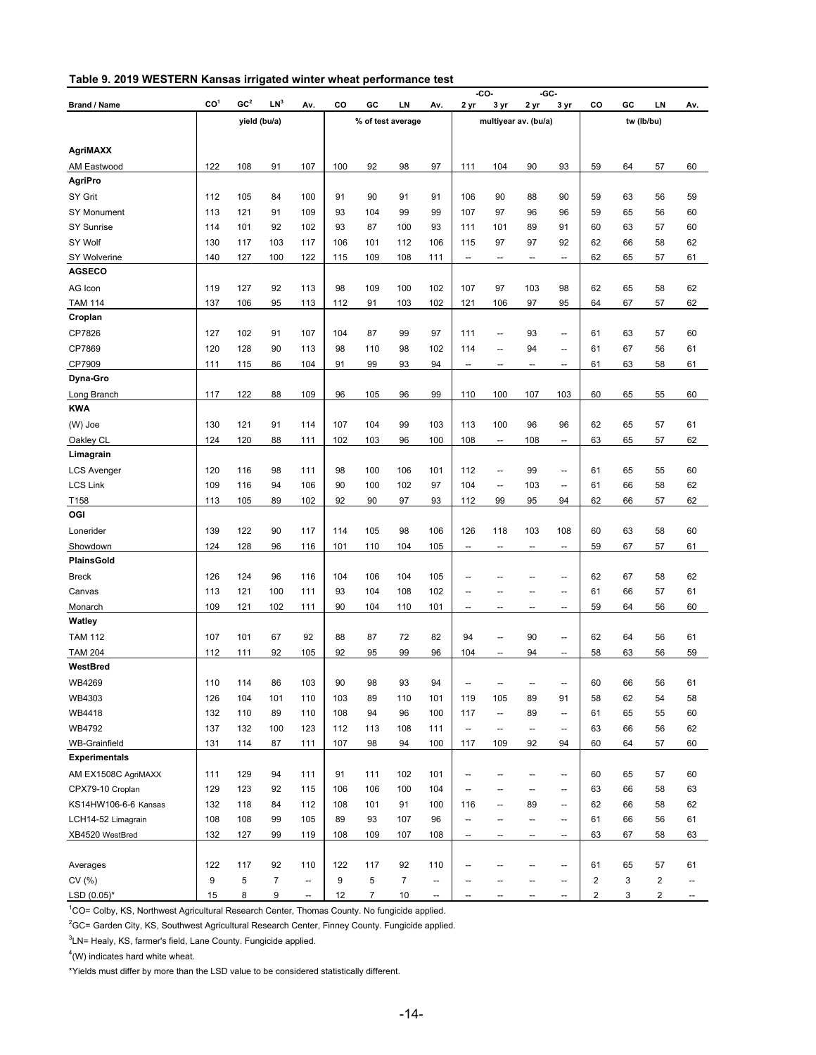**Table 9. 2019 WESTERN Kansas irrigated winter wheat performance test**

| Brand / Name | CO[1] | GC[2] | LN[3] | Av. | CO | GC | LN | Av. | -CO- 2 yr | -CO- 3 yr | -GC- 2 yr | -GC- 3 yr | CO | GC | LN | Av. |
|---|---|---|---|---|---|---|---|---|---|---|---|---|---|---|---|---|
| | yield (bu/a) | | | | % of test average | | | | multiyear av. (bu/a) | | | | tw (lb/bu) | | | |
| **AgriMAXX** | | | | | | | | | | | | | | | | |
| AM Eastwood | 122 | 108 | 91 | 107 | 100 | 92 | 98 | 97 | 111 | 104 | 90 | 93 | 59 | 64 | 57 | 60 |
| **AgriPro** | | | | | | | | | | | | | | | | |
| SY Grit | 112 | 105 | 84 | 100 | 91 | 90 | 91 | 91 | 106 | 90 | 88 | 90 | 59 | 63 | 56 | 59 |
| SY Monument | 113 | 121 | 91 | 109 | 93 | 104 | 99 | 99 | 107 | 97 | 96 | 96 | 59 | 65 | 56 | 60 |
| SY Sunrise | 114 | 101 | 92 | 102 | 93 | 87 | 100 | 93 | 111 | 101 | 89 | 91 | 60 | 63 | 57 | 60 |
| SY Wolf | 130 | 117 | 103 | 117 | 106 | 101 | 112 | 106 | 115 | 97 | 97 | 92 | 62 | 66 | 58 | 62 |
| SY Wolverine | 140 | 127 | 100 | 122 | 115 | 109 | 108 | 111 | -- | -- | -- | -- | 62 | 65 | 57 | 61 |
| **AGSECO** | | | | | | | | | | | | | | | | |
| AG Icon | 119 | 127 | 92 | 113 | 98 | 109 | 100 | 102 | 107 | 97 | 103 | 98 | 62 | 65 | 58 | 62 |
| TAM 114 | 137 | 106 | 95 | 113 | 112 | 91 | 103 | 102 | 121 | 106 | 97 | 95 | 64 | 67 | 57 | 62 |
| **Croplan** | | | | | | | | | | | | | | | | |
| CP7826 | 127 | 102 | 91 | 107 | 104 | 87 | 99 | 97 | 111 | -- | 93 | -- | 61 | 63 | 57 | 60 |
| CP7869 | 120 | 128 | 90 | 113 | 98 | 110 | 98 | 102 | 114 | -- | 94 | -- | 61 | 67 | 56 | 61 |
| CP7909 | 111 | 115 | 86 | 104 | 91 | 99 | 93 | 94 | -- | -- | -- | -- | 61 | 63 | 58 | 61 |
| **Dyna-Gro** | | | | | | | | | | | | | | | | |
| Long Branch | 117 | 122 | 88 | 109 | 96 | 105 | 96 | 99 | 110 | 100 | 107 | 103 | 60 | 65 | 55 | 60 |
| **KWA** | | | | | | | | | | | | | | | | |
| (W) Joe | 130 | 121 | 91 | 114 | 107 | 104 | 99 | 103 | 113 | 100 | 96 | 96 | 62 | 65 | 57 | 61 |
| Oakley CL | 124 | 120 | 88 | 111 | 102 | 103 | 96 | 100 | 108 | -- | 108 | -- | 63 | 65 | 57 | 62 |
| **Limagrain** | | | | | | | | | | | | | | | | |
| LCS Avenger | 120 | 116 | 98 | 111 | 98 | 100 | 106 | 101 | 112 | -- | 99 | -- | 61 | 65 | 55 | 60 |
| LCS Link | 109 | 116 | 94 | 106 | 90 | 100 | 102 | 97 | 104 | -- | 103 | -- | 61 | 66 | 58 | 62 |
| T158 | 113 | 105 | 89 | 102 | 92 | 90 | 97 | 93 | 112 | 99 | 95 | 94 | 62 | 66 | 57 | 62 |
| **OGI** | | | | | | | | | | | | | | | | |
| Lonerider | 139 | 122 | 90 | 117 | 114 | 105 | 98 | 106 | 126 | 118 | 103 | 108 | 60 | 63 | 58 | 60 |
| Showdown | 124 | 128 | 96 | 116 | 101 | 110 | 104 | 105 | -- | -- | -- | -- | 59 | 67 | 57 | 61 |
| **PlainsGold** | | | | | | | | | | | | | | | | |
| Breck | 126 | 124 | 96 | 116 | 104 | 106 | 104 | 105 | -- | -- | -- | -- | 62 | 67 | 58 | 62 |
| Canvas | 113 | 121 | 100 | 111 | 93 | 104 | 108 | 102 | -- | -- | -- | -- | 61 | 66 | 57 | 61 |
| Monarch | 109 | 121 | 102 | 111 | 90 | 104 | 110 | 101 | -- | -- | -- | -- | 59 | 64 | 56 | 60 |
| **Watley** | | | | | | | | | | | | | | | | |
| TAM 112 | 107 | 101 | 67 | 92 | 88 | 87 | 72 | 82 | 94 | -- | 90 | -- | 62 | 64 | 56 | 61 |
| TAM 204 | 112 | 111 | 92 | 105 | 92 | 95 | 99 | 96 | 104 | -- | 94 | -- | 58 | 63 | 56 | 59 |
| **WestBred** | | | | | | | | | | | | | | | | |
| WB4269 | 110 | 114 | 86 | 103 | 90 | 98 | 93 | 94 | -- | -- | -- | -- | 60 | 66 | 56 | 61 |
| WB4303 | 126 | 104 | 101 | 110 | 103 | 89 | 110 | 101 | 119 | 105 | 89 | 91 | 58 | 62 | 54 | 58 |
| WB4418 | 132 | 110 | 89 | 110 | 108 | 94 | 96 | 100 | 117 | -- | 89 | -- | 61 | 65 | 55 | 60 |
| WB4792 | 137 | 132 | 100 | 123 | 112 | 113 | 108 | 111 | -- | -- | -- | -- | 63 | 66 | 56 | 62 |
| WB-Grainfield | 131 | 114 | 87 | 111 | 107 | 98 | 94 | 100 | 117 | 109 | 92 | 94 | 60 | 64 | 57 | 60 |
| **Experimentals** | | | | | | | | | | | | | | | | |
| AM EX1508C AgriMAXX | 111 | 129 | 94 | 111 | 91 | 111 | 102 | 101 | -- | -- | -- | -- | 60 | 65 | 57 | 60 |
| CPX79-10 Croplan | 129 | 123 | 92 | 115 | 106 | 106 | 100 | 104 | -- | -- | -- | -- | 63 | 66 | 58 | 63 |
| KS14HW106-6-6 Kansas | 132 | 118 | 84 | 112 | 108 | 101 | 91 | 100 | 116 | -- | 89 | -- | 62 | 66 | 58 | 62 |
| LCH14-52 Limagrain | 108 | 108 | 99 | 105 | 89 | 93 | 107 | 96 | -- | -- | -- | -- | 61 | 66 | 56 | 61 |
| XB4520 WestBred | 132 | 127 | 99 | 119 | 108 | 109 | 107 | 108 | -- | -- | -- | -- | 63 | 67 | 58 | 63 |
| | | | | | | | | | | | | | | | | |
| Averages | 122 | 117 | 92 | 110 | 122 | 117 | 92 | 110 | -- | -- | -- | -- | 61 | 65 | 57 | 61 |
| CV (%) | 9 | 5 | 7 | -- | 9 | 5 | 7 | -- | -- | -- | -- | -- | 2 | 3 | 2 | -- |
| LSD (0.05)* | 15 | 8 | 9 | -- | 12 | 7 | 10 | -- | -- | -- | -- | -- | 2 | 3 | 2 | -- |

[1]CO= Colby, KS, Northwest Agricultural Research Center, Thomas County. No fungicide applied.

[2]GC= Garden City, KS, Southwest Agricultural Research Center, Finney County. Fungicide applied.

[3]LN= Healy, KS, farmer's field, Lane County. Fungicide applied.

[4](W) indicates hard white wheat.

*Yields must differ by more than the LSD value to be considered statistically different.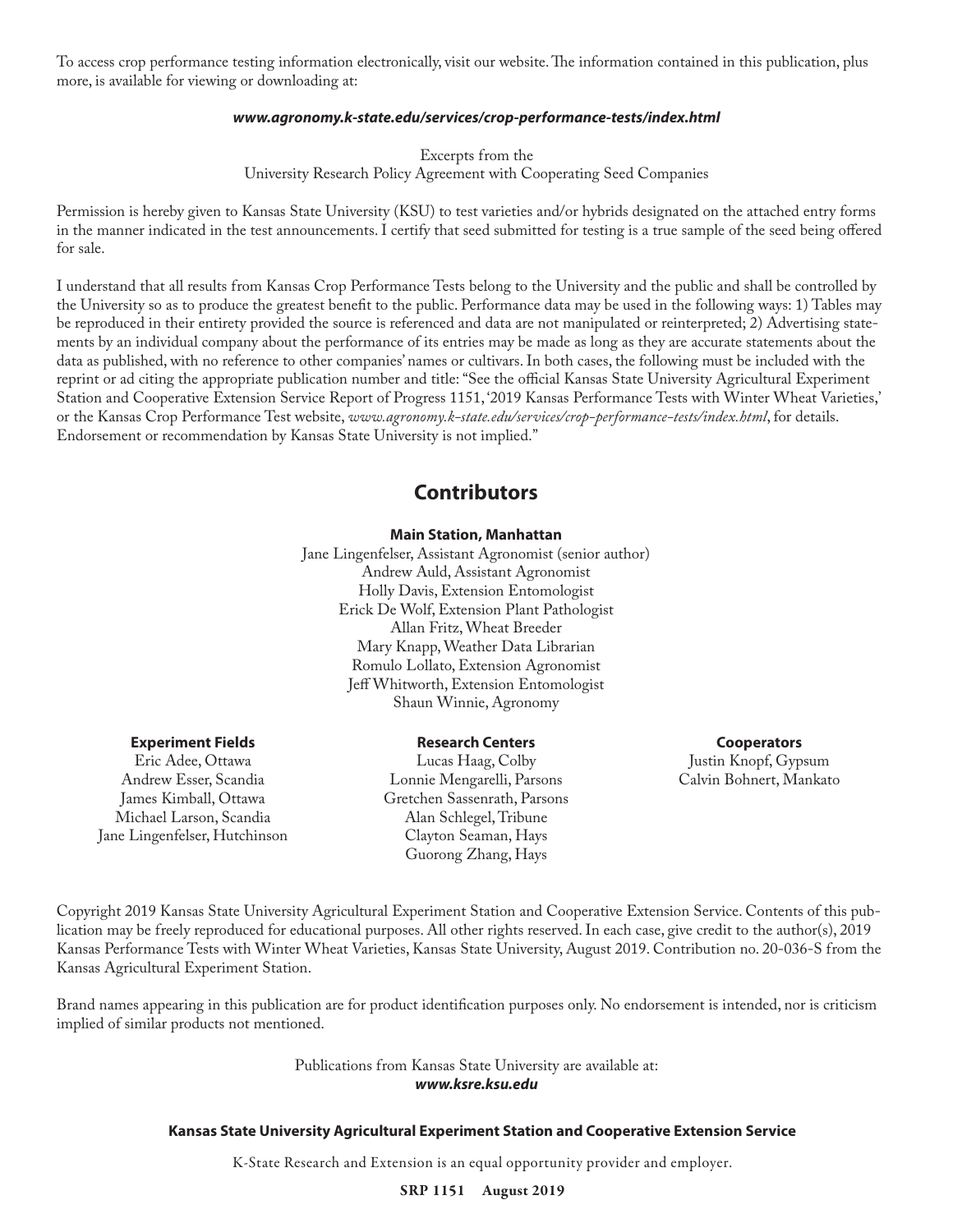To access crop performance testing information electronically, visit our website. The information contained in this publication, plus more, is available for viewing or downloading at:

***www.agronomy.k-state.edu/services/crop-performance-tests/index.html***

Excerpts from the
University Research Policy Agreement with Cooperating Seed Companies

Permission is hereby given to Kansas State University (KSU) to test varieties and/or hybrids designated on the attached entry forms in the manner indicated in the test announcements. I certify that seed submitted for testing is a true sample of the seed being offered for sale.

I understand that all results from Kansas Crop Performance Tests belong to the University and the public and shall be controlled by the University so as to produce the greatest benefit to the public. Performance data may be used in the following ways: 1) Tables may be reproduced in their entirety provided the source is referenced and data are not manipulated or reinterpreted; 2) Advertising statements by an individual company about the performance of its entries may be made as long as they are accurate statements about the data as published, with no reference to other companies' names or cultivars. In both cases, the following must be included with the reprint or ad citing the appropriate publication number and title: "See the official Kansas State University Agricultural Experiment Station and Cooperative Extension Service Report of Progress 1151, '2019 Kansas Performance Tests with Winter Wheat Varieties,' or the Kansas Crop Performance Test website, *www.agronomy.k-state.edu/services/crop-performance-tests/index.html*, for details. Endorsement or recommendation by Kansas State University is not implied."

## Contributors

**Main Station, Manhattan**

Jane Lingenfelser, Assistant Agronomist (senior author)
Andrew Auld, Assistant Agronomist
Holly Davis, Extension Entomologist
Erick De Wolf, Extension Plant Pathologist
Allan Fritz, Wheat Breeder
Mary Knapp, Weather Data Librarian
Romulo Lollato, Extension Agronomist
Jeff Whitworth, Extension Entomologist
Shaun Winnie, Agronomy

**Experiment Fields**

Eric Adee, Ottawa
Andrew Esser, Scandia
James Kimball, Ottawa
Michael Larson, Scandia
Jane Lingenfelser, Hutchinson

**Research Centers**

Lucas Haag, Colby
Lonnie Mengarelli, Parsons
Gretchen Sassenrath, Parsons
Alan Schlegel, Tribune
Clayton Seaman, Hays
Guorong Zhang, Hays

**Cooperators**

Justin Knopf, Gypsum
Calvin Bohnert, Mankato

Copyright 2019 Kansas State University Agricultural Experiment Station and Cooperative Extension Service. Contents of this publication may be freely reproduced for educational purposes. All other rights reserved. In each case, give credit to the author(s), 2019 Kansas Performance Tests with Winter Wheat Varieties, Kansas State University, August 2019. Contribution no. 20-036-S from the Kansas Agricultural Experiment Station.

Brand names appearing in this publication are for product identification purposes only. No endorsement is intended, nor is criticism implied of similar products not mentioned.

Publications from Kansas State University are available at:
***www.ksre.ksu.edu***

**Kansas State University Agricultural Experiment Station and Cooperative Extension Service**

K-State Research and Extension is an equal opportunity provider and employer.

**SRP 1151 August 2019**